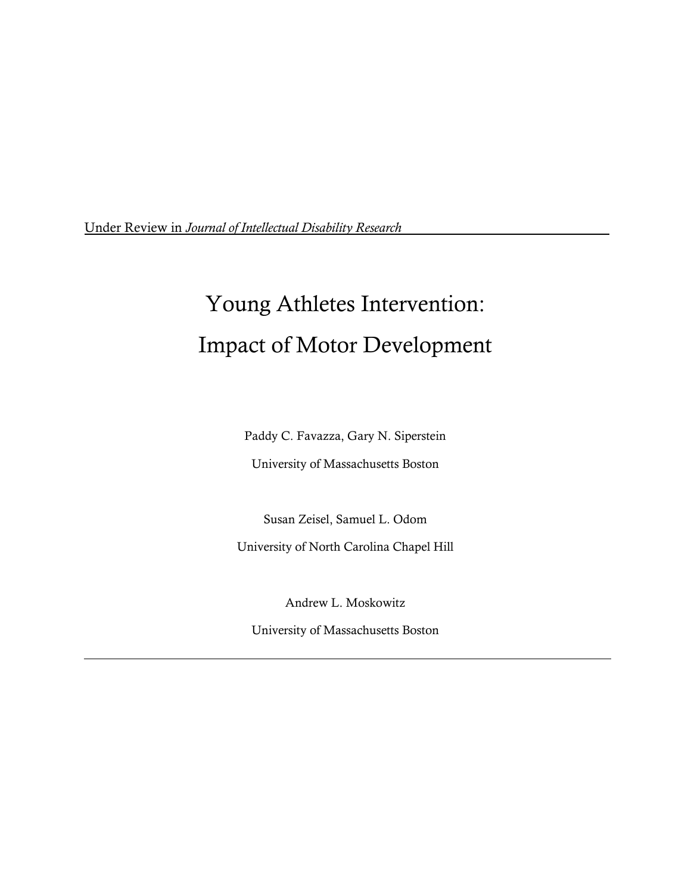Under Review in *Journal of Intellectual Disability Research*

# Young Athletes Intervention: Impact of Motor Development

Paddy C. Favazza, Gary N. Siperstein

University of Massachusetts Boston

Susan Zeisel, Samuel L. Odom

University of North Carolina Chapel Hill

Andrew L. Moskowitz

University of Massachusetts Boston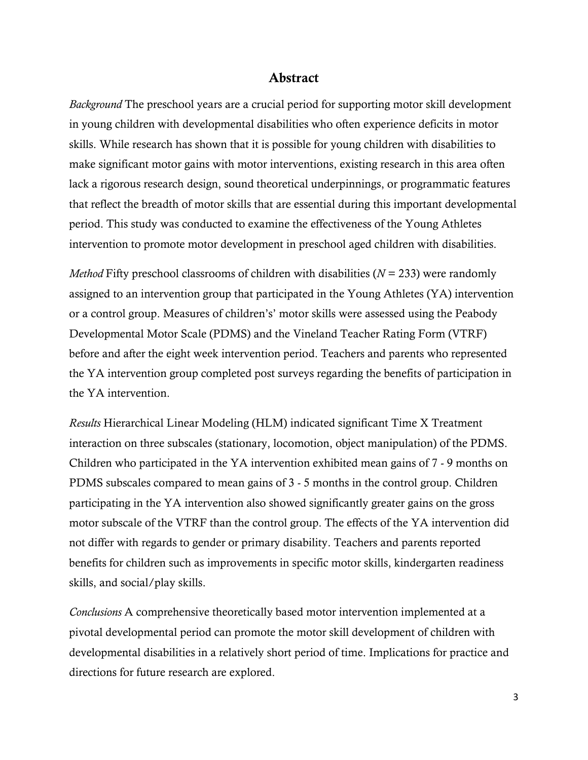## Abstract

*Background* The preschool years are a crucial period for supporting motor skill development in young children with developmental disabilities who often experience deficits in motor skills. While research has shown that it is possible for young children with disabilities to make significant motor gains with motor interventions, existing research in this area often lack a rigorous research design, sound theoretical underpinnings, or programmatic features that reflect the breadth of motor skills that are essential during this important developmental period. This study was conducted to examine the effectiveness of the Young Athletes intervention to promote motor development in preschool aged children with disabilities.

*Method* Fifty preschool classrooms of children with disabilities ($N = 233$) were randomly assigned to an intervention group that participated in the Young Athletes (YA) intervention or a control group. Measures of childrens' motor skills were assessed using the Peabody Developmental Motor Scale (PDMS) and the Vineland Teacher Rating Form (VTRF) before and after the eight week intervention period. Teachers and parents who represented the YA intervention group completed post surveys regarding the benefits of participation in the YA intervention.

*Results* Hierarchical Linear Modeling (HLM) indicated significant Time X Treatment interaction on three subscales (stationary, locomotion, object manipulation) of the PDMS. Children who participated in the YA intervention exhibited mean gains of 7 - 9 months on PDMS subscales compared to mean gains of 3 - 5 months in the control group. Children participating in the YA intervention also showed significantly greater gains on the gross motor subscale of the VTRF than the control group. The effects of the YA intervention did not differ with regards to gender or primary disability. Teachers and parents reported benefits for children such as improvements in specific motor skills, kindergarten readiness skills, and social/play skills.

*Conclusions* A comprehensive theoretically based motor intervention implemented at a pivotal developmental period can promote the motor skill development of children with developmental disabilities in a relatively short period of time. Implications for practice and directions for future research are explored.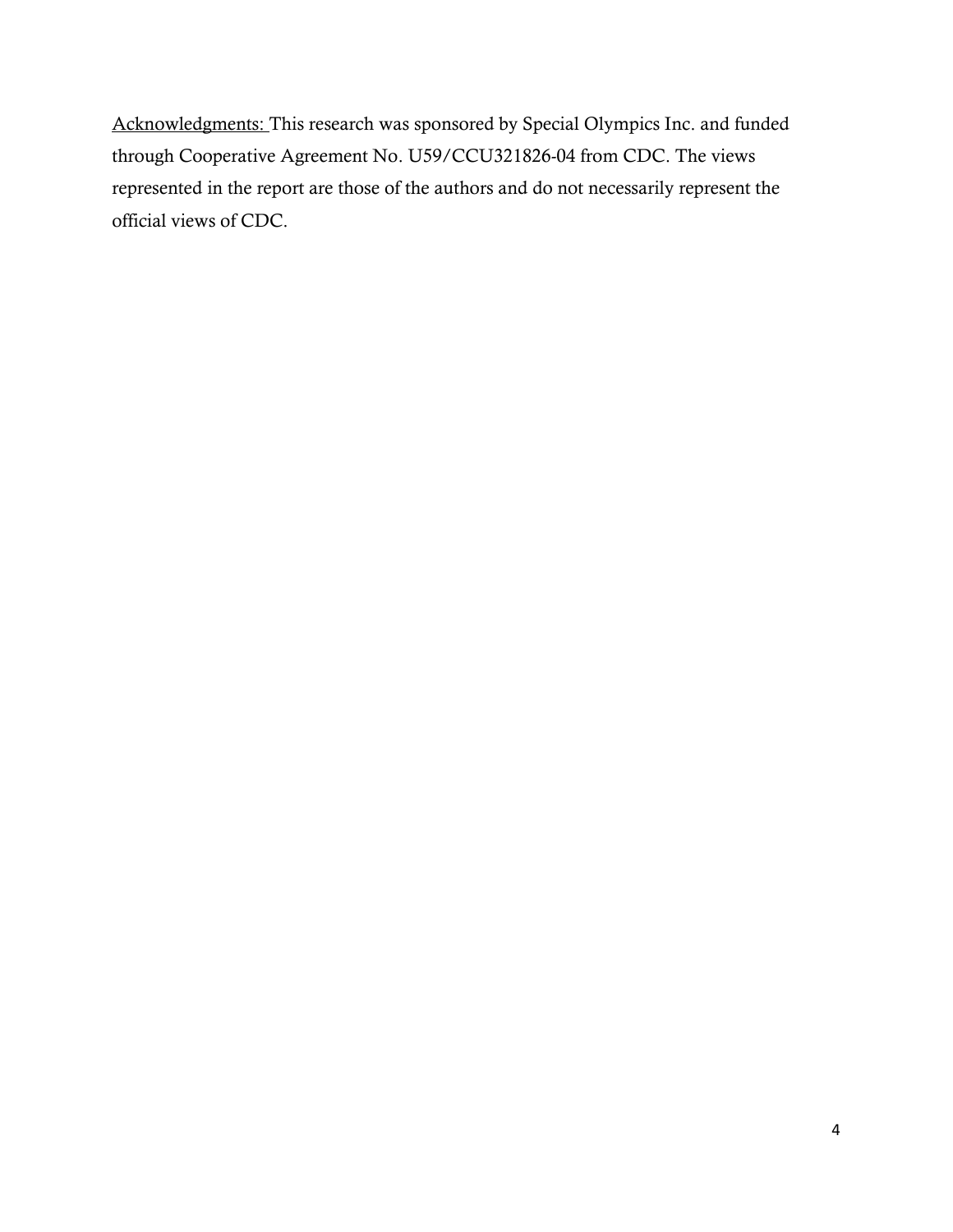<u>Acknowledgments:</u> This research was sponsored by Special Olympics Inc. and funded through Cooperative Agreement No. U59/CCU321826-04 from CDC. The views represented in the report are those of the authors and do not necessarily represent the official views of CDC.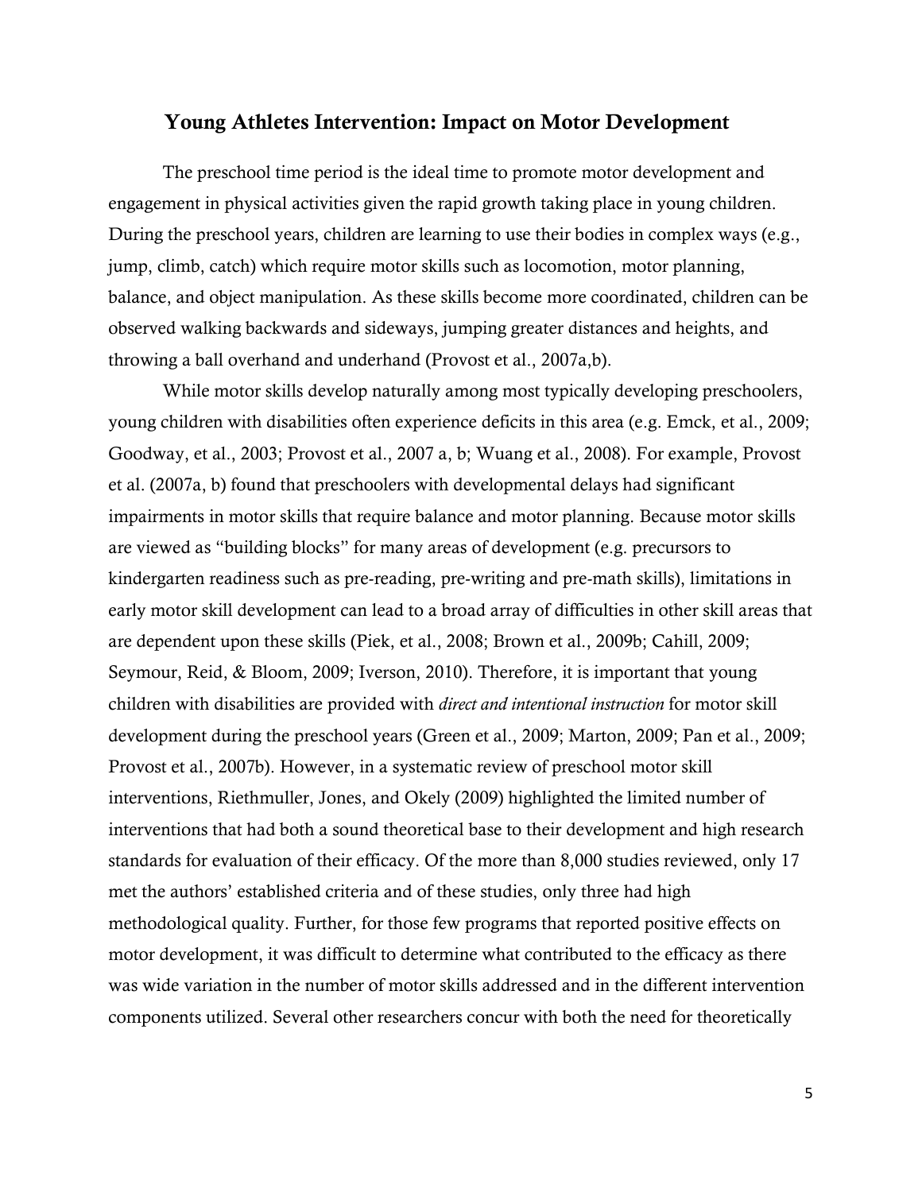## Young Athletes Intervention: Impact on Motor Development

The preschool time period is the ideal time to promote motor development and engagement in physical activities given the rapid growth taking place in young children. During the preschool years, children are learning to use their bodies in complex ways (e.g., jump, climb, catch) which require motor skills such as locomotion, motor planning, balance, and object manipulation. As these skills become more coordinated, children can be observed walking backwards and sideways, jumping greater distances and heights, and throwing a ball overhand and underhand (Provost et al., 2007a,b).

While motor skills develop naturally among most typically developing preschoolers, young children with disabilities often experience deficits in this area (e.g. Emck, et al., 2009; Goodway, et al., 2003; Provost et al., 2007 a, b; Wuang et al., 2008). For example, Provost et al. (2007a, b) found that preschoolers with developmental delays had significant impairments in motor skills that require balance and motor planning. Because motor skills are viewed as "building blocks" for many areas of development (e.g. precursors to kindergarten readiness such as pre-reading, pre-writing and pre-math skills), limitations in early motor skill development can lead to a broad array of difficulties in other skill areas that are dependent upon these skills (Piek, et al., 2008; Brown et al., 2009b; Cahill, 2009; Seymour, Reid, & Bloom, 2009; Iverson, 2010). Therefore, it is important that young children with disabilities are provided with *direct and intentional instruction* for motor skill development during the preschool years (Green et al., 2009; Marton, 2009; Pan et al., 2009; Provost et al., 2007b). However, in a systematic review of preschool motor skill interventions, Riethmuller, Jones, and Okely (2009) highlighted the limited number of interventions that had both a sound theoretical base to their development and high research standards for evaluation of their efficacy. Of the more than 8,000 studies reviewed, only 17 met the authors' established criteria and of these studies, only three had high methodological quality. Further, for those few programs that reported positive effects on motor development, it was difficult to determine what contributed to the efficacy as there was wide variation in the number of motor skills addressed and in the different intervention components utilized. Several other researchers concur with both the need for theoretically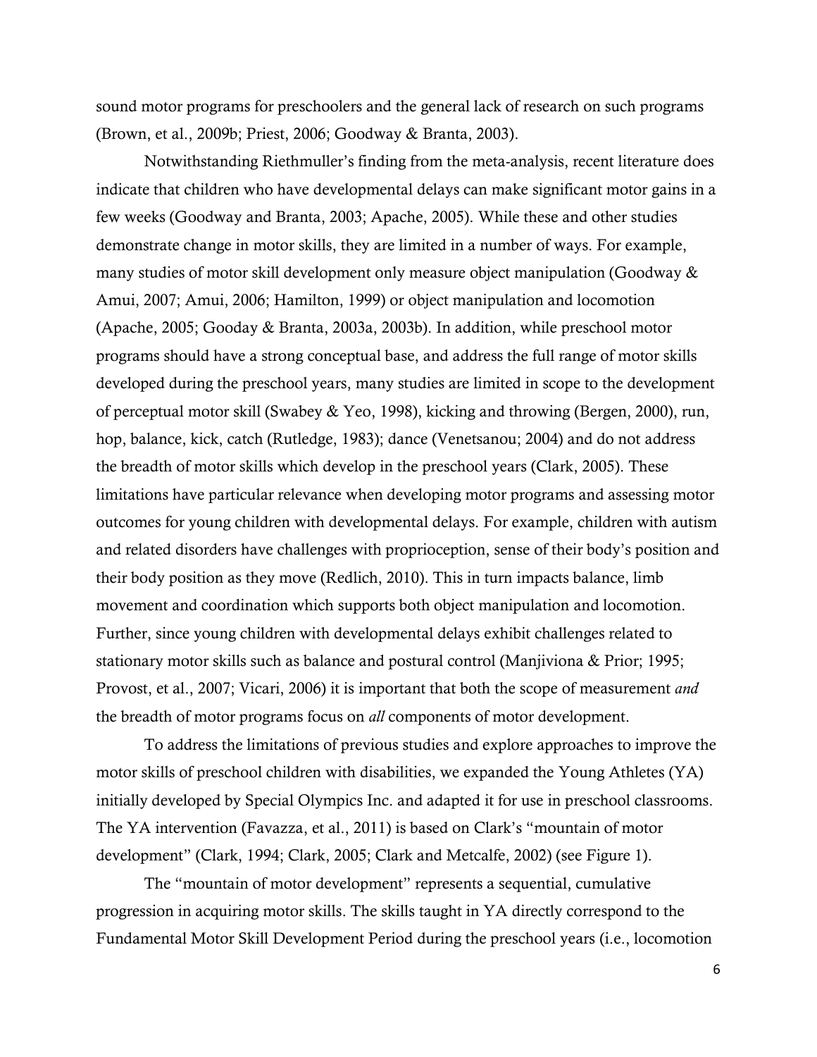sound motor programs for preschoolers and the general lack of research on such programs (Brown, et al., 2009b; Priest, 2006; Goodway & Branta, 2003).

Notwithstanding Riethmuller's finding from the meta-analysis, recent literature does indicate that children who have developmental delays can make significant motor gains in a few weeks (Goodway and Branta, 2003; Apache, 2005). While these and other studies demonstrate change in motor skills, they are limited in a number of ways. For example, many studies of motor skill development only measure object manipulation (Goodway & Amui, 2007; Amui, 2006; Hamilton, 1999) or object manipulation and locomotion (Apache, 2005; Gooday & Branta, 2003a, 2003b). In addition, while preschool motor programs should have a strong conceptual base, and address the full range of motor skills developed during the preschool years, many studies are limited in scope to the development of perceptual motor skill (Swabey & Yeo, 1998), kicking and throwing (Bergen, 2000), run, hop, balance, kick, catch (Rutledge, 1983); dance (Venetsanou; 2004) and do not address the breadth of motor skills which develop in the preschool years (Clark, 2005). These limitations have particular relevance when developing motor programs and assessing motor outcomes for young children with developmental delays. For example, children with autism and related disorders have challenges with proprioception, sense of their body's position and their body position as they move (Redlich, 2010). This in turn impacts balance, limb movement and coordination which supports both object manipulation and locomotion. Further, since young children with developmental delays exhibit challenges related to stationary motor skills such as balance and postural control (Manjiviona & Prior; 1995; Provost, et al., 2007; Vicari, 2006) it is important that both the scope of measurement *and* the breadth of motor programs focus on *all* components of motor development.

To address the limitations of previous studies and explore approaches to improve the motor skills of preschool children with disabilities, we expanded the Young Athletes (YA) initially developed by Special Olympics Inc. and adapted it for use in preschool classrooms. The YA intervention (Favazza, et al., 2011) is based on Clark's "mountain of motor development" (Clark, 1994; Clark, 2005; Clark and Metcalfe, 2002) (see Figure 1).

The "mountain of motor development" represents a sequential, cumulative progression in acquiring motor skills. The skills taught in YA directly correspond to the Fundamental Motor Skill Development Period during the preschool years (i.e., locomotion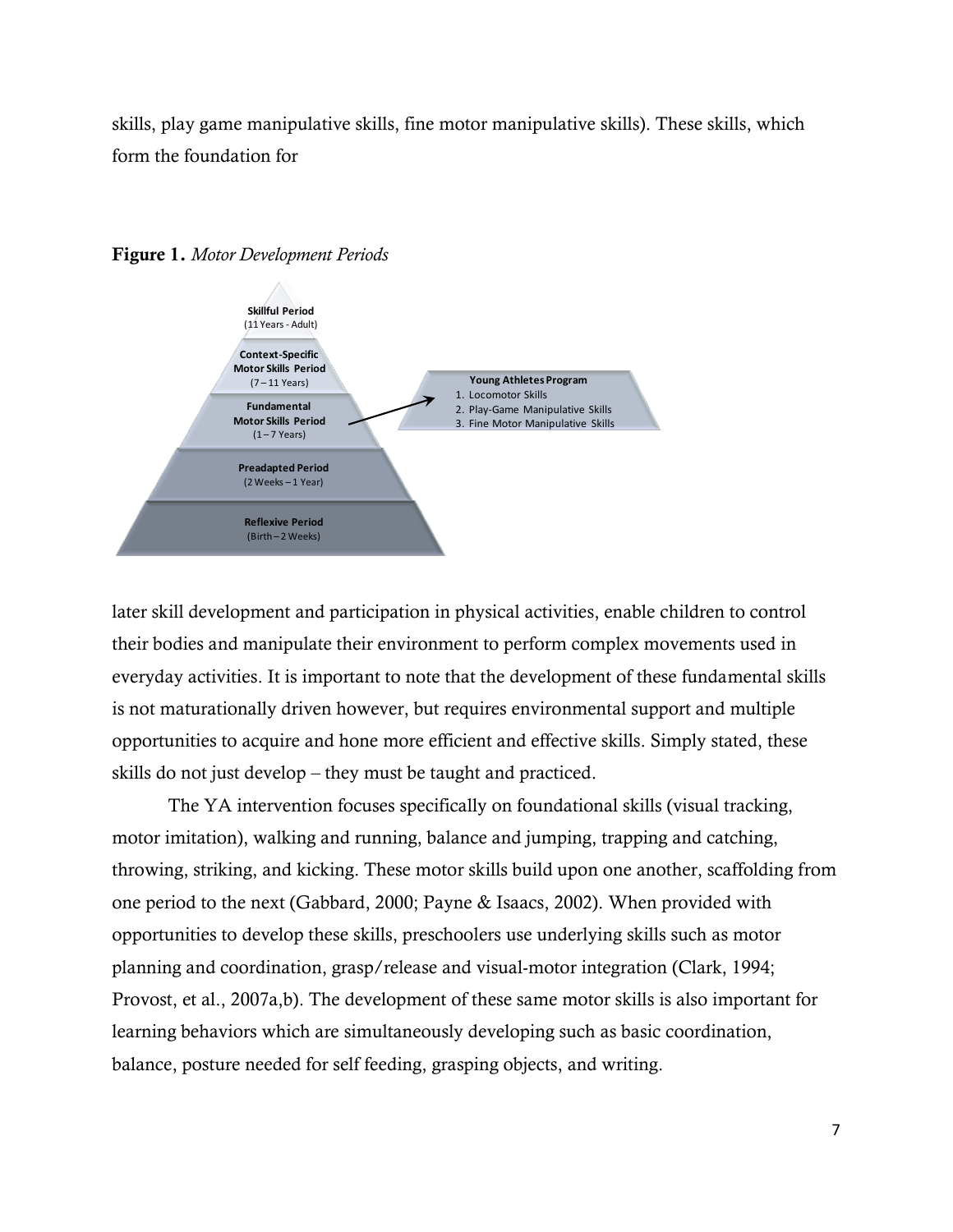skills, play game manipulative skills, fine motor manipulative skills). These skills, which form the foundation for

**Figure 1.** *Motor Development Periods*

later skill development and participation in physical activities, enable children to control their bodies and manipulate their environment to perform complex movements used in everyday activities. It is important to note that the development of these fundamental skills is not maturationally driven however, but requires environmental support and multiple opportunities to acquire and hone more efficient and effective skills. Simply stated, these skills do not just develop – they must be taught and practiced.

The YA intervention focuses specifically on foundational skills (visual tracking, motor imitation), walking and running, balance and jumping, trapping and catching, throwing, striking, and kicking. These motor skills build upon one another, scaffolding from one period to the next (Gabbard, 2000; Payne & Isaacs, 2002). When provided with opportunities to develop these skills, preschoolers use underlying skills such as motor planning and coordination, grasp/release and visual-motor integration (Clark, 1994; Provost, et al., 2007a,b). The development of these same motor skills is also important for learning behaviors which are simultaneously developing such as basic coordination, balance, posture needed for self feeding, grasping objects, and writing.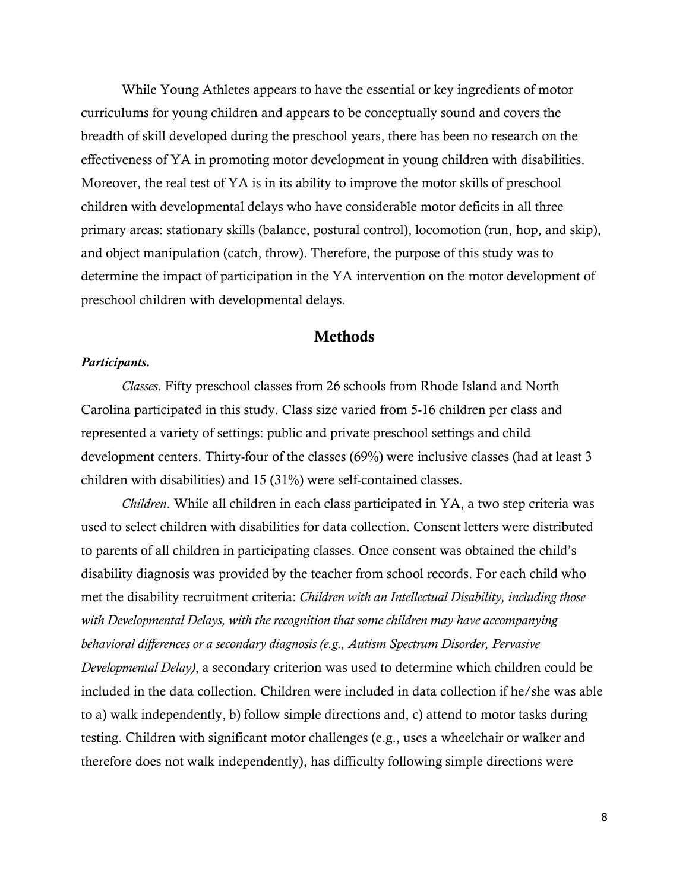While Young Athletes appears to have the essential or key ingredients of motor curriculums for young children and appears to be conceptually sound and covers the breadth of skill developed during the preschool years, there has been no research on the effectiveness of YA in promoting motor development in young children with disabilities. Moreover, the real test of YA is in its ability to improve the motor skills of preschool children with developmental delays who have considerable motor deficits in all three primary areas: stationary skills (balance, postural control), locomotion (run, hop, and skip), and object manipulation (catch, throw). Therefore, the purpose of this study was to determine the impact of participation in the YA intervention on the motor development of preschool children with developmental delays.

## Methods

***Participants.***

*Classes*. Fifty preschool classes from 26 schools from Rhode Island and North Carolina participated in this study. Class size varied from 5-16 children per class and represented a variety of settings: public and private preschool settings and child development centers. Thirty-four of the classes (69%) were inclusive classes (had at least 3 children with disabilities) and 15 (31%) were self-contained classes.

*Children*. While all children in each class participated in YA, a two step criteria was used to select children with disabilities for data collection. Consent letters were distributed to parents of all children in participating classes. Once consent was obtained the child's disability diagnosis was provided by the teacher from school records. For each child who met the disability recruitment criteria: *Children with an Intellectual Disability, including those with Developmental Delays, with the recognition that some children may have accompanying behavioral differences or a secondary diagnosis (e.g., Autism Spectrum Disorder, Pervasive Developmental Delay)*, a secondary criterion was used to determine which children could be included in the data collection. Children were included in data collection if he/she was able to a) walk independently, b) follow simple directions and, c) attend to motor tasks during testing. Children with significant motor challenges (e.g., uses a wheelchair or walker and therefore does not walk independently), has difficulty following simple directions were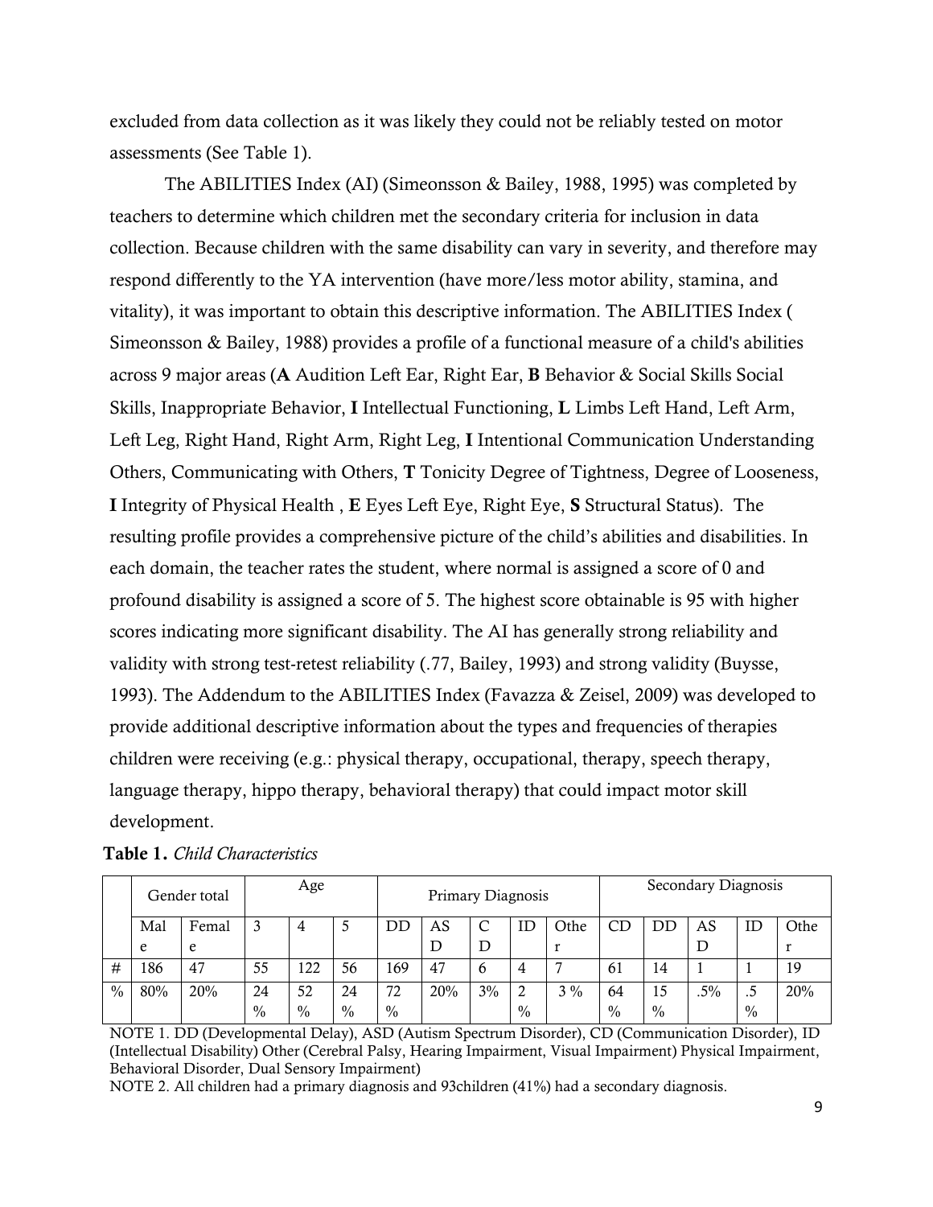excluded from data collection as it was likely they could not be reliably tested on motor assessments (See Table 1).

The ABILITIES Index (AI) (Simeonsson & Bailey, 1988, 1995) was completed by teachers to determine which children met the secondary criteria for inclusion in data collection. Because children with the same disability can vary in severity, and therefore may respond differently to the YA intervention (have more/less motor ability, stamina, and vitality), it was important to obtain this descriptive information. The ABILITIES Index ( Simeonsson & Bailey, 1988) provides a profile of a functional measure of a child's abilities across 9 major areas (**A** Audition Left Ear, Right Ear, **B** Behavior & Social Skills Social Skills, Inappropriate Behavior, **I** Intellectual Functioning, **L** Limbs Left Hand, Left Arm, Left Leg, Right Hand, Right Arm, Right Leg, **I** Intentional Communication Understanding Others, Communicating with Others, **T** Tonicity Degree of Tightness, Degree of Looseness, **I** Integrity of Physical Health , **E** Eyes Left Eye, Right Eye, **S** Structural Status). The resulting profile provides a comprehensive picture of the child's abilities and disabilities. In each domain, the teacher rates the student, where normal is assigned a score of 0 and profound disability is assigned a score of 5. The highest score obtainable is 95 with higher scores indicating more significant disability. The AI has generally strong reliability and validity with strong test-retest reliability (.77, Bailey, 1993) and strong validity (Buysse, 1993). The Addendum to the ABILITIES Index (Favazza & Zeisel, 2009) was developed to provide additional descriptive information about the types and frequencies of therapies children were receiving (e.g.: physical therapy, occupational, therapy, speech therapy, language therapy, hippo therapy, behavioral therapy) that could impact motor skill development.

**Table 1.** *Child Characteristics*

| | Gender total | | Age | | | Primary Diagnosis | | | | | Secondary Diagnosis | | | | |
|---|---|---|---|---|---|---|---|---|---|---|---|---|---|---|---|
| | Male | Female | 3 | 4 | 5 | DD | ASD | CD | ID | Other | CD | DD | ASD | ID | Other |
| # | 186 | 47 | 55 | 122 | 56 | 169 | 47 | 6 | 4 | 7 | 61 | 14 | 1 | 1 | 19 |
| % | 80% | 20% | 24 % | 52 % | 24 % | 72 % | 20% | 3% | 2 % | 3 % | 64 % | 15 % | .5% | .5 % | 20% |

NOTE 1. DD (Developmental Delay), ASD (Autism Spectrum Disorder), CD (Communication Disorder), ID (Intellectual Disability) Other (Cerebral Palsy, Hearing Impairment, Visual Impairment) Physical Impairment, Behavioral Disorder, Dual Sensory Impairment)

NOTE 2. All children had a primary diagnosis and 93children (41%) had a secondary diagnosis.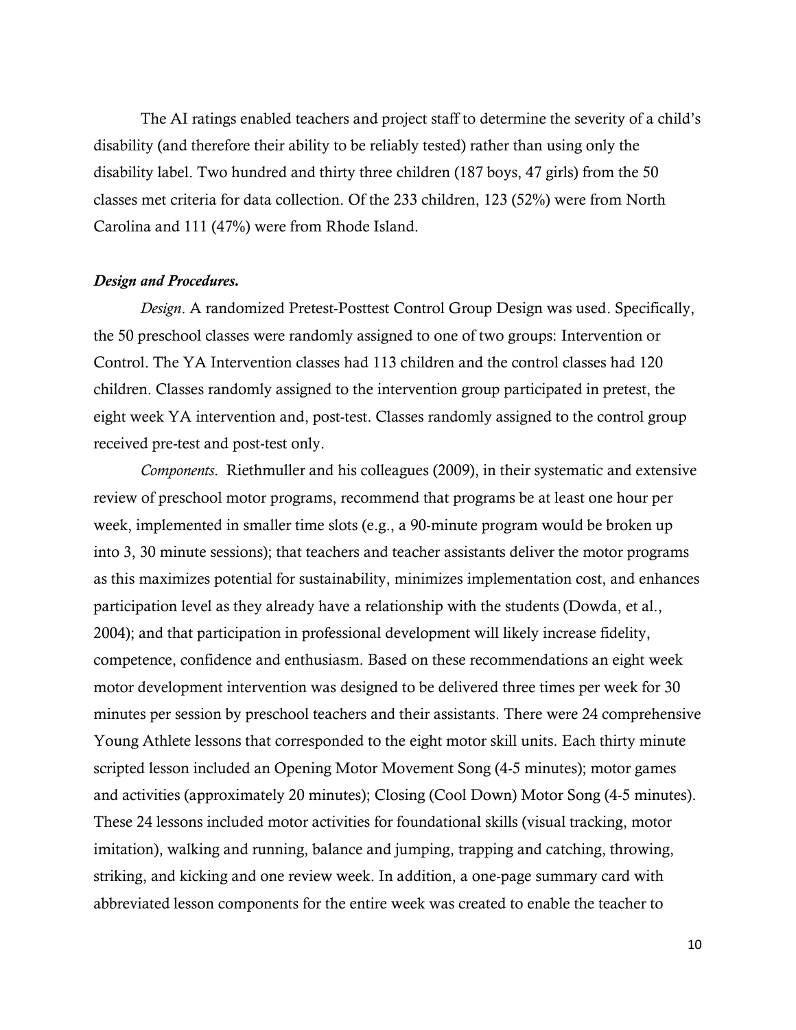The AI ratings enabled teachers and project staff to determine the severity of a child's disability (and therefore their ability to be reliably tested) rather than using only the disability label. Two hundred and thirty three children (187 boys, 47 girls) from the 50 classes met criteria for data collection. Of the 233 children, 123 (52%) were from North Carolina and 111 (47%) were from Rhode Island.

### *Design and Procedures.*

*Design*. A randomized Pretest-Posttest Control Group Design was used. Specifically, the 50 preschool classes were randomly assigned to one of two groups: Intervention or Control. The YA Intervention classes had 113 children and the control classes had 120 children. Classes randomly assigned to the intervention group participated in pretest, the eight week YA intervention and, post-test. Classes randomly assigned to the control group received pre-test and post-test only.

*Components*. Riethmuller and his colleagues (2009), in their systematic and extensive review of preschool motor programs, recommend that programs be at least one hour per week, implemented in smaller time slots (e.g., a 90-minute program would be broken up into 3, 30 minute sessions); that teachers and teacher assistants deliver the motor programs as this maximizes potential for sustainability, minimizes implementation cost, and enhances participation level as they already have a relationship with the students (Dowda, et al., 2004); and that participation in professional development will likely increase fidelity, competence, confidence and enthusiasm. Based on these recommendations an eight week motor development intervention was designed to be delivered three times per week for 30 minutes per session by preschool teachers and their assistants. There were 24 comprehensive Young Athlete lessons that corresponded to the eight motor skill units. Each thirty minute scripted lesson included an Opening Motor Movement Song (4-5 minutes); motor games and activities (approximately 20 minutes); Closing (Cool Down) Motor Song (4-5 minutes). These 24 lessons included motor activities for foundational skills (visual tracking, motor imitation), walking and running, balance and jumping, trapping and catching, throwing, striking, and kicking and one review week. In addition, a one-page summary card with abbreviated lesson components for the entire week was created to enable the teacher to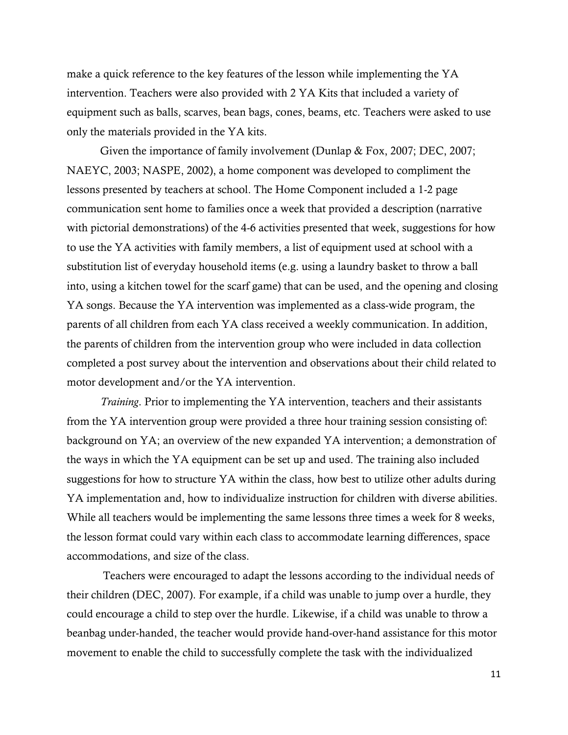make a quick reference to the key features of the lesson while implementing the YA intervention. Teachers were also provided with 2 YA Kits that included a variety of equipment such as balls, scarves, bean bags, cones, beams, etc. Teachers were asked to use only the materials provided in the YA kits.

Given the importance of family involvement (Dunlap & Fox, 2007; DEC, 2007; NAEYC, 2003; NASPE, 2002), a home component was developed to compliment the lessons presented by teachers at school. The Home Component included a 1-2 page communication sent home to families once a week that provided a description (narrative with pictorial demonstrations) of the 4-6 activities presented that week, suggestions for how to use the YA activities with family members, a list of equipment used at school with a substitution list of everyday household items (e.g. using a laundry basket to throw a ball into, using a kitchen towel for the scarf game) that can be used, and the opening and closing YA songs. Because the YA intervention was implemented as a class-wide program, the parents of all children from each YA class received a weekly communication. In addition, the parents of children from the intervention group who were included in data collection completed a post survey about the intervention and observations about their child related to motor development and/or the YA intervention.

*Training*. Prior to implementing the YA intervention, teachers and their assistants from the YA intervention group were provided a three hour training session consisting of: background on YA; an overview of the new expanded YA intervention; a demonstration of the ways in which the YA equipment can be set up and used. The training also included suggestions for how to structure YA within the class, how best to utilize other adults during YA implementation and, how to individualize instruction for children with diverse abilities. While all teachers would be implementing the same lessons three times a week for 8 weeks, the lesson format could vary within each class to accommodate learning differences, space accommodations, and size of the class.

Teachers were encouraged to adapt the lessons according to the individual needs of their children (DEC, 2007). For example, if a child was unable to jump over a hurdle, they could encourage a child to step over the hurdle. Likewise, if a child was unable to throw a beanbag under-handed, the teacher would provide hand-over-hand assistance for this motor movement to enable the child to successfully complete the task with the individualized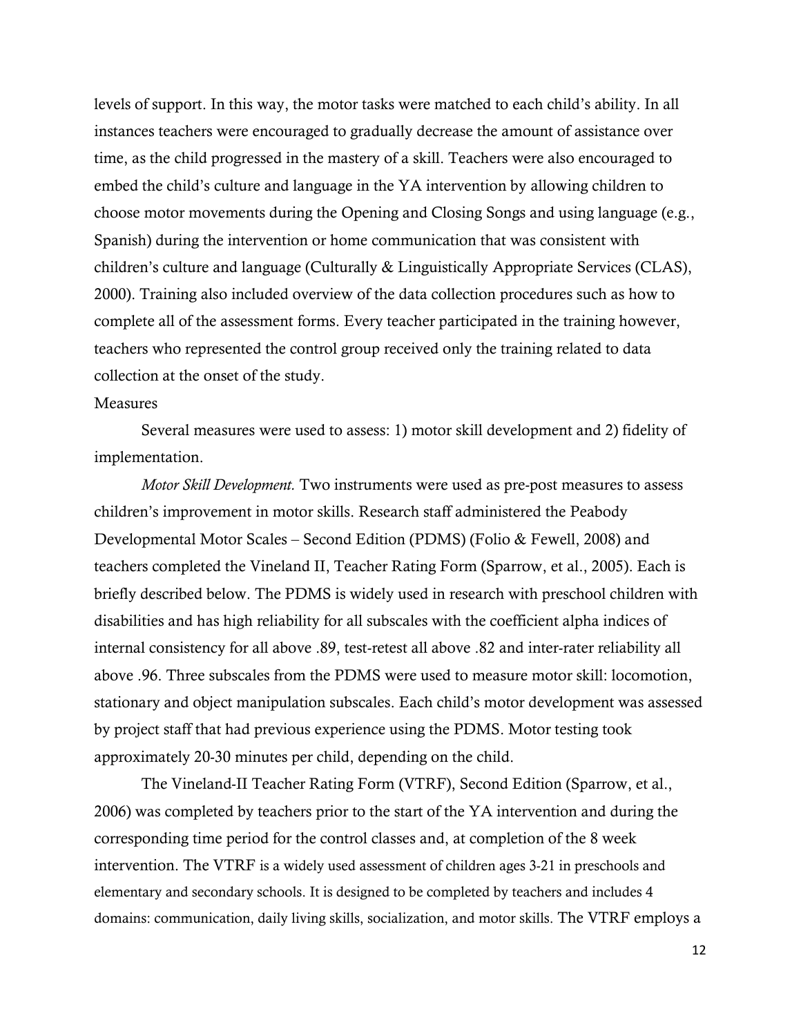levels of support. In this way, the motor tasks were matched to each child's ability. In all instances teachers were encouraged to gradually decrease the amount of assistance over time, as the child progressed in the mastery of a skill. Teachers were also encouraged to embed the child's culture and language in the YA intervention by allowing children to choose motor movements during the Opening and Closing Songs and using language (e.g., Spanish) during the intervention or home communication that was consistent with children's culture and language (Culturally & Linguistically Appropriate Services (CLAS), 2000). Training also included overview of the data collection procedures such as how to complete all of the assessment forms. Every teacher participated in the training however, teachers who represented the control group received only the training related to data collection at the onset of the study.

## Measures

Several measures were used to assess: 1) motor skill development and 2) fidelity of implementation.

*Motor Skill Development.* Two instruments were used as pre-post measures to assess children's improvement in motor skills. Research staff administered the Peabody Developmental Motor Scales – Second Edition (PDMS) (Folio & Fewell, 2008) and teachers completed the Vineland II, Teacher Rating Form (Sparrow, et al., 2005). Each is briefly described below. The PDMS is widely used in research with preschool children with disabilities and has high reliability for all subscales with the coefficient alpha indices of internal consistency for all above .89, test-retest all above .82 and inter-rater reliability all above .96. Three subscales from the PDMS were used to measure motor skill: locomotion, stationary and object manipulation subscales. Each child's motor development was assessed by project staff that had previous experience using the PDMS. Motor testing took approximately 20-30 minutes per child, depending on the child.

The Vineland-II Teacher Rating Form (VTRF), Second Edition (Sparrow, et al., 2006) was completed by teachers prior to the start of the YA intervention and during the corresponding time period for the control classes and, at completion of the 8 week intervention. The VTRF is a widely used assessment of children ages 3-21 in preschools and elementary and secondary schools. It is designed to be completed by teachers and includes 4 domains: communication, daily living skills, socialization, and motor skills. The VTRF employs a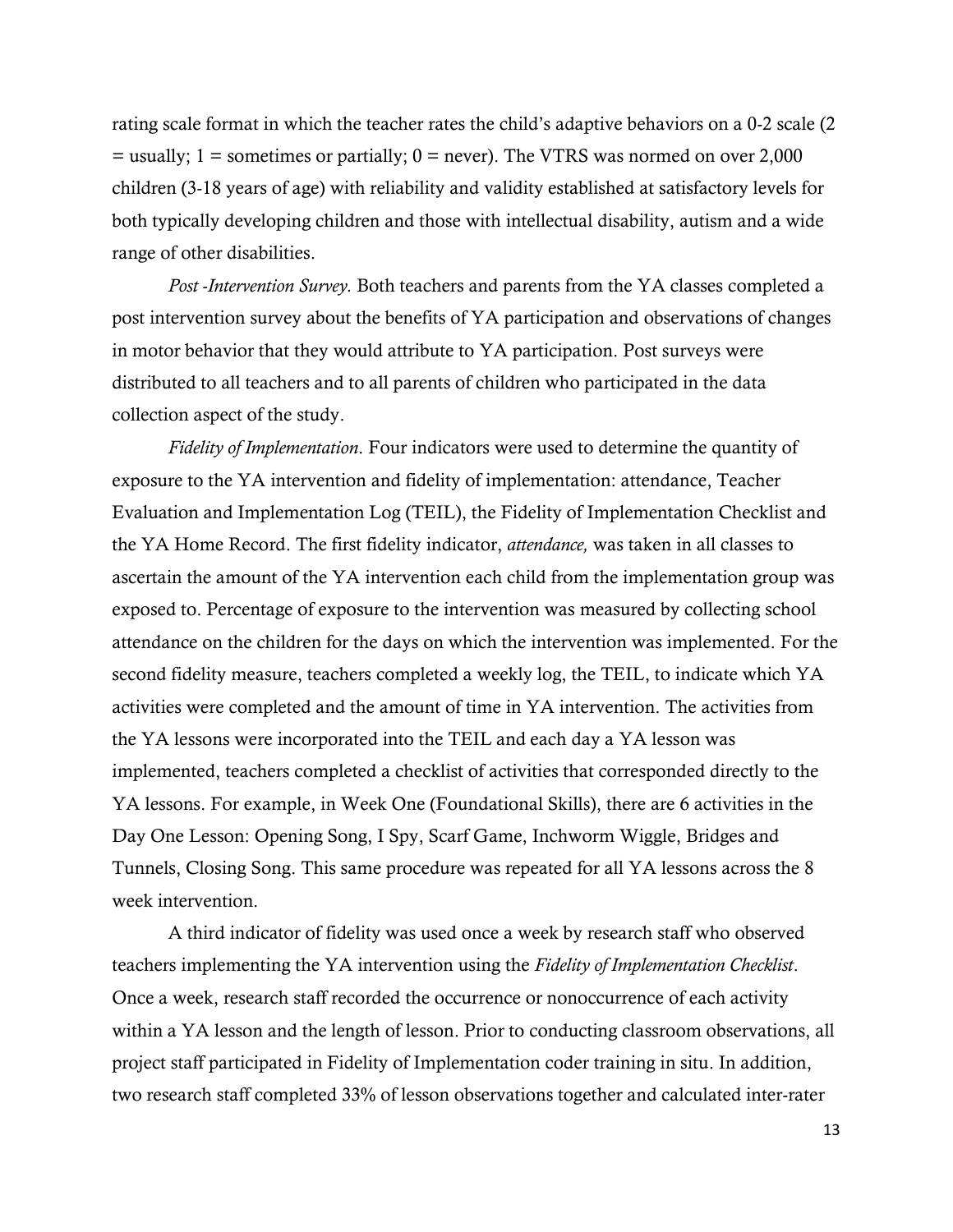rating scale format in which the teacher rates the child's adaptive behaviors on a 0-2 scale (2 = usually; 1 = sometimes or partially; 0 = never). The VTRS was normed on over 2,000 children (3-18 years of age) with reliability and validity established at satisfactory levels for both typically developing children and those with intellectual disability, autism and a wide range of other disabilities.

*Post -Intervention Survey.* Both teachers and parents from the YA classes completed a post intervention survey about the benefits of YA participation and observations of changes in motor behavior that they would attribute to YA participation. Post surveys were distributed to all teachers and to all parents of children who participated in the data collection aspect of the study.

*Fidelity of Implementation*. Four indicators were used to determine the quantity of exposure to the YA intervention and fidelity of implementation: attendance, Teacher Evaluation and Implementation Log (TEIL), the Fidelity of Implementation Checklist and the YA Home Record. The first fidelity indicator, *attendance,* was taken in all classes to ascertain the amount of the YA intervention each child from the implementation group was exposed to. Percentage of exposure to the intervention was measured by collecting school attendance on the children for the days on which the intervention was implemented. For the second fidelity measure, teachers completed a weekly log, the TEIL, to indicate which YA activities were completed and the amount of time in YA intervention. The activities from the YA lessons were incorporated into the TEIL and each day a YA lesson was implemented, teachers completed a checklist of activities that corresponded directly to the YA lessons. For example, in Week One (Foundational Skills), there are 6 activities in the Day One Lesson: Opening Song, I Spy, Scarf Game, Inchworm Wiggle, Bridges and Tunnels, Closing Song. This same procedure was repeated for all YA lessons across the 8 week intervention.

A third indicator of fidelity was used once a week by research staff who observed teachers implementing the YA intervention using the *Fidelity of Implementation Checklist*. Once a week, research staff recorded the occurrence or nonoccurrence of each activity within a YA lesson and the length of lesson. Prior to conducting classroom observations, all project staff participated in Fidelity of Implementation coder training in situ. In addition, two research staff completed 33% of lesson observations together and calculated inter-rater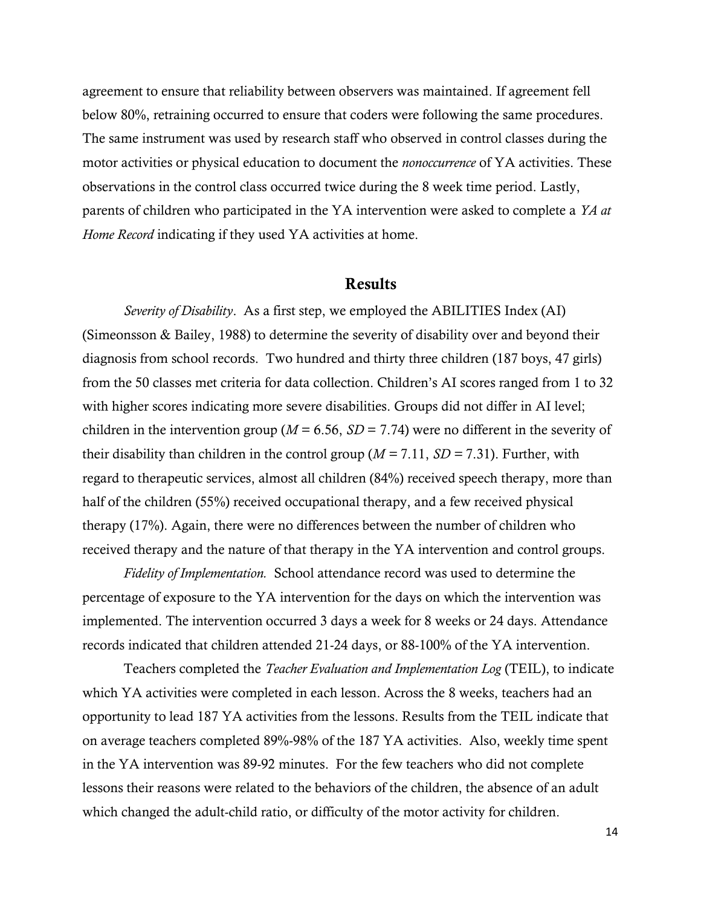agreement to ensure that reliability between observers was maintained. If agreement fell below 80%, retraining occurred to ensure that coders were following the same procedures. The same instrument was used by research staff who observed in control classes during the motor activities or physical education to document the *nonoccurrence* of YA activities. These observations in the control class occurred twice during the 8 week time period. Lastly, parents of children who participated in the YA intervention were asked to complete a *YA at Home Record* indicating if they used YA activities at home.

## Results

*Severity of Disability*. As a first step, we employed the ABILITIES Index (AI) (Simeonsson & Bailey, 1988) to determine the severity of disability over and beyond their diagnosis from school records. Two hundred and thirty three children (187 boys, 47 girls) from the 50 classes met criteria for data collection. Children's AI scores ranged from 1 to 32 with higher scores indicating more severe disabilities. Groups did not differ in AI level; children in the intervention group ($M$ = 6.56, $SD$ = 7.74) were no different in the severity of their disability than children in the control group ($M$ = 7.11, $SD$ = 7.31). Further, with regard to therapeutic services, almost all children (84%) received speech therapy, more than half of the children (55%) received occupational therapy, and a few received physical therapy (17%). Again, there were no differences between the number of children who received therapy and the nature of that therapy in the YA intervention and control groups.

*Fidelity of Implementation.* School attendance record was used to determine the percentage of exposure to the YA intervention for the days on which the intervention was implemented. The intervention occurred 3 days a week for 8 weeks or 24 days. Attendance records indicated that children attended 21-24 days, or 88-100% of the YA intervention.

Teachers completed the *Teacher Evaluation and Implementation Log* (TEIL), to indicate which YA activities were completed in each lesson. Across the 8 weeks, teachers had an opportunity to lead 187 YA activities from the lessons. Results from the TEIL indicate that on average teachers completed 89%-98% of the 187 YA activities. Also, weekly time spent in the YA intervention was 89-92 minutes. For the few teachers who did not complete lessons their reasons were related to the behaviors of the children, the absence of an adult which changed the adult-child ratio, or difficulty of the motor activity for children.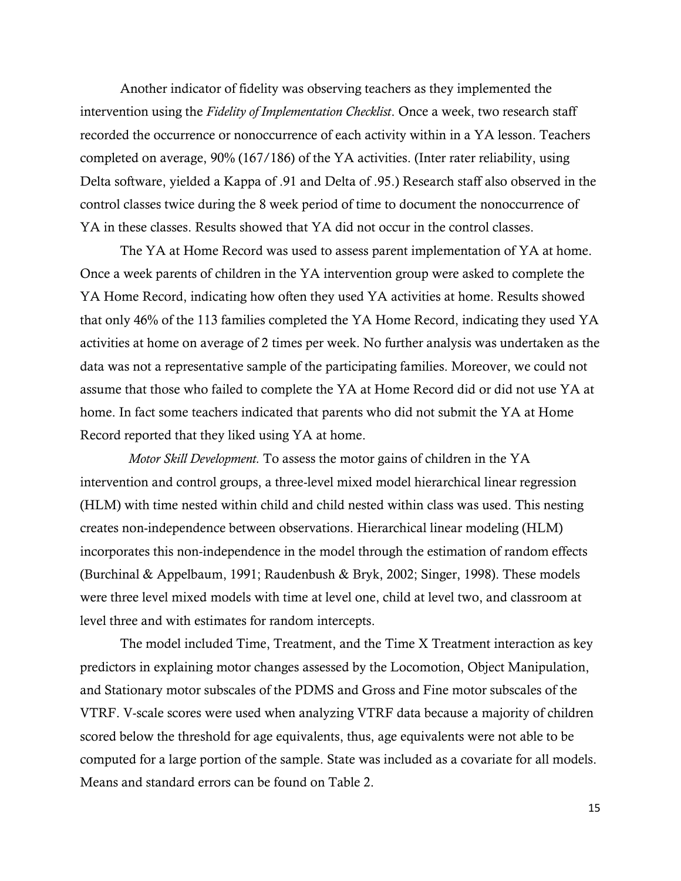Another indicator of fidelity was observing teachers as they implemented the intervention using the *Fidelity of Implementation Checklist*. Once a week, two research staff recorded the occurrence or nonoccurrence of each activity within in a YA lesson. Teachers completed on average, 90% (167/186) of the YA activities. (Inter rater reliability, using Delta software, yielded a Kappa of .91 and Delta of .95.) Research staff also observed in the control classes twice during the 8 week period of time to document the nonoccurrence of YA in these classes. Results showed that YA did not occur in the control classes.

The YA at Home Record was used to assess parent implementation of YA at home. Once a week parents of children in the YA intervention group were asked to complete the YA Home Record, indicating how often they used YA activities at home. Results showed that only 46% of the 113 families completed the YA Home Record, indicating they used YA activities at home on average of 2 times per week. No further analysis was undertaken as the data was not a representative sample of the participating families. Moreover, we could not assume that those who failed to complete the YA at Home Record did or did not use YA at home. In fact some teachers indicated that parents who did not submit the YA at Home Record reported that they liked using YA at home.

*Motor Skill Development.* To assess the motor gains of children in the YA intervention and control groups, a three-level mixed model hierarchical linear regression (HLM) with time nested within child and child nested within class was used. This nesting creates non-independence between observations. Hierarchical linear modeling (HLM) incorporates this non-independence in the model through the estimation of random effects (Burchinal & Appelbaum, 1991; Raudenbush & Bryk, 2002; Singer, 1998). These models were three level mixed models with time at level one, child at level two, and classroom at level three and with estimates for random intercepts.

The model included Time, Treatment, and the Time X Treatment interaction as key predictors in explaining motor changes assessed by the Locomotion, Object Manipulation, and Stationary motor subscales of the PDMS and Gross and Fine motor subscales of the VTRF. V-scale scores were used when analyzing VTRF data because a majority of children scored below the threshold for age equivalents, thus, age equivalents were not able to be computed for a large portion of the sample. State was included as a covariate for all models. Means and standard errors can be found on Table 2.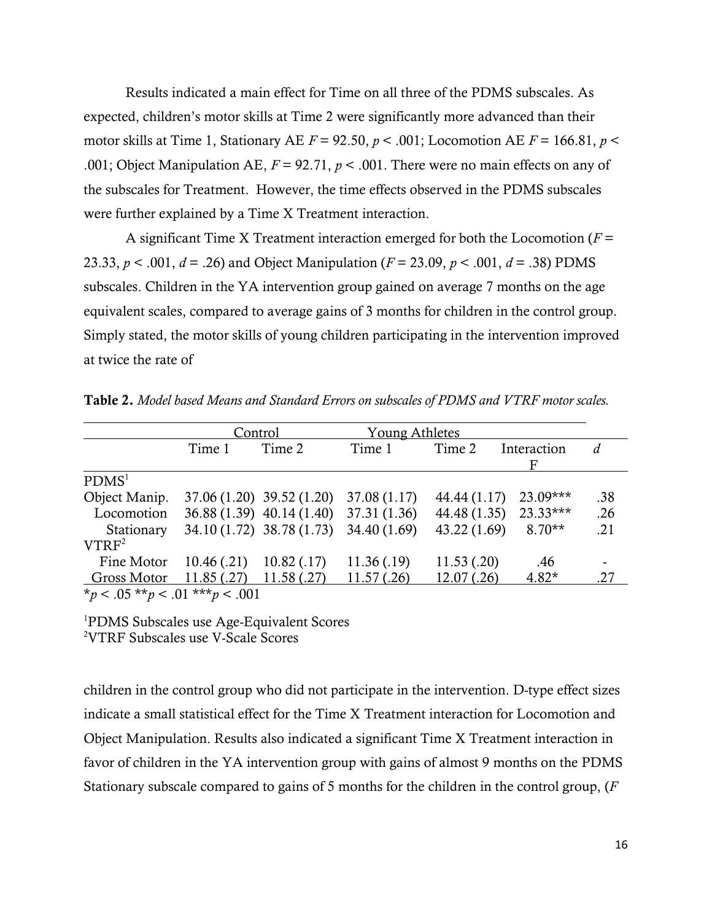Results indicated a main effect for Time on all three of the PDMS subscales. As expected, children's motor skills at Time 2 were significantly more advanced than their motor skills at Time 1, Stationary AE $F = 92.50$, $p < .001$; Locomotion AE $F = 166.81$, $p < .001$; Object Manipulation AE, $F = 92.71$, $p < .001$. There were no main effects on any of the subscales for Treatment. However, the time effects observed in the PDMS subscales were further explained by a Time X Treatment interaction.

A significant Time X Treatment interaction emerged for both the Locomotion ($F = 23.33$, $p < .001$, $d = .26$) and Object Manipulation ($F = 23.09$, $p < .001$, $d = .38$) PDMS subscales. Children in the YA intervention group gained on average 7 months on the age equivalent scales, compared to average gains of 3 months for children in the control group. Simply stated, the motor skills of young children participating in the intervention improved at twice the rate of

**Table 2.** *Model based Means and Standard Errors on subscales of PDMS and VTRF motor scales.*

| | Control | | Young Athletes | | | |
|---|---|---|---|---|---|---|
| | Time 1 | Time 2 | Time 1 | Time 2 | Interaction F | *d* |
| PDMS[1] | | | | | | |
| Object Manip. | 37.06 (1.20) | 39.52 (1.20) | 37.08 (1.17) | 44.44 (1.17) | 23.09*** | .38 |
| Locomotion | 36.88 (1.39) | 40.14 (1.40) | 37.31 (1.36) | 44.48 (1.35) | 23.33*** | .26 |
| Stationary | 34.10 (1.72) | 38.78 (1.73) | 34.40 (1.69) | 43.22 (1.69) | 8.70** | .21 |
| VTRF[2] | | | | | | |
| Fine Motor | 10.46 (.21) | 10.82 (.17) | 11.36 (.19) | 11.53 (.20) | .46 | - |
| Gross Motor | 11.85 (.27) | 11.58 (.27) | 11.57 (.26) | 12.07 (.26) | 4.82* | .27 |

*$p < .05$ **$p < .01$ ***$p < .001$

[1]PDMS Subscales use Age-Equivalent Scores
[2]VTRF Subscales use V-Scale Scores

children in the control group who did not participate in the intervention. D-type effect sizes indicate a small statistical effect for the Time X Treatment interaction for Locomotion and Object Manipulation. Results also indicated a significant Time X Treatment interaction in favor of children in the YA intervention group with gains of almost 9 months on the PDMS Stationary subscale compared to gains of 5 months for the children in the control group, (*F*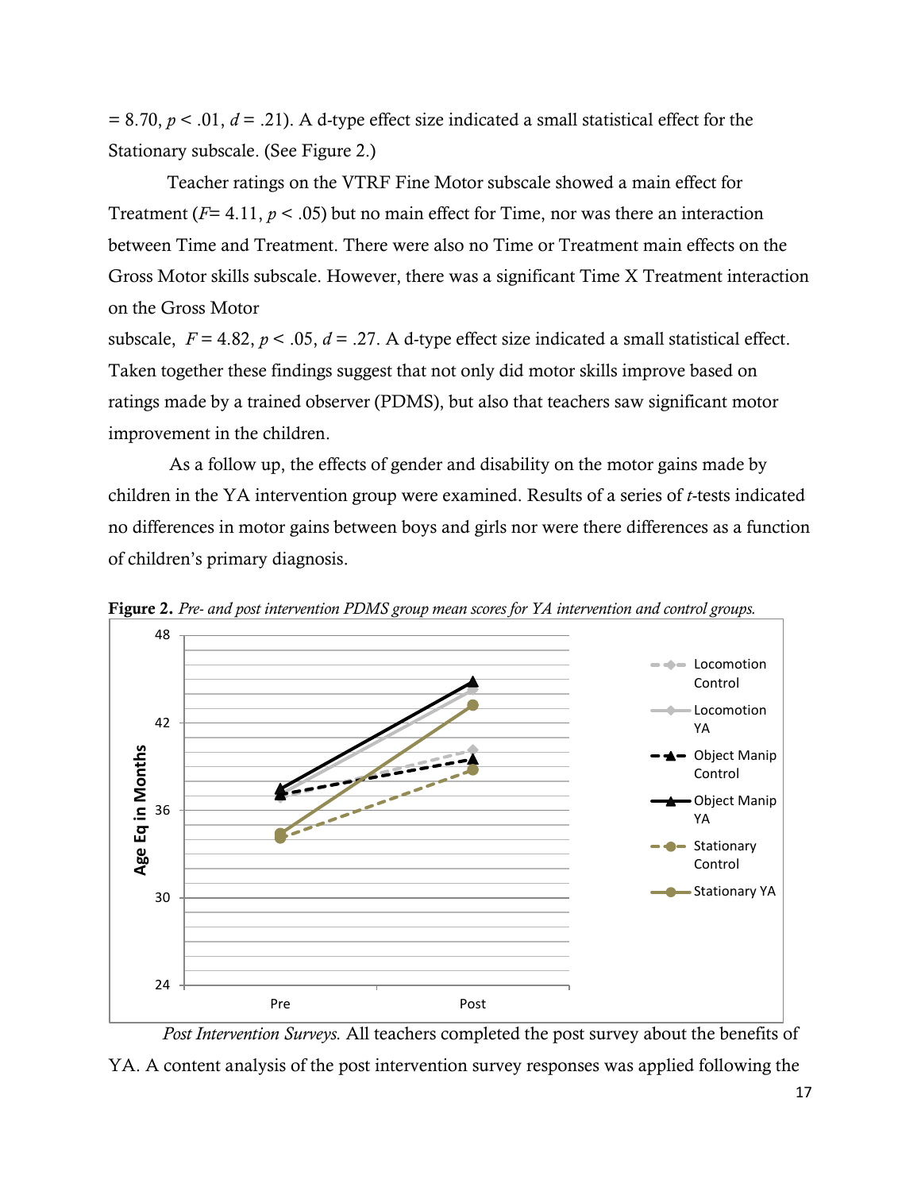= 8.70, $p < .01$, $d = .21$). A d-type effect size indicated a small statistical effect for the Stationary subscale. (See Figure 2.)

Teacher ratings on the VTRF Fine Motor subscale showed a main effect for Treatment ($F = 4.11$, $p < .05$) but no main effect for Time, nor was there an interaction between Time and Treatment. There were also no Time or Treatment main effects on the Gross Motor skills subscale. However, there was a significant Time X Treatment interaction on the Gross Motor subscale, $F = 4.82$, $p < .05$, $d = .27$. A d-type effect size indicated a small statistical effect. Taken together these findings suggest that not only did motor skills improve based on ratings made by a trained observer (PDMS), but also that teachers saw significant motor improvement in the children.

As a follow up, the effects of gender and disability on the motor gains made by children in the YA intervention group were examined. Results of a series of *t*-tests indicated no differences in motor gains between boys and girls nor were there differences as a function of children's primary diagnosis.

**Figure 2.** *Pre- and post intervention PDMS group mean scores for YA intervention and control groups.*

*Post Intervention Surveys.* All teachers completed the post survey about the benefits of YA. A content analysis of the post intervention survey responses was applied following the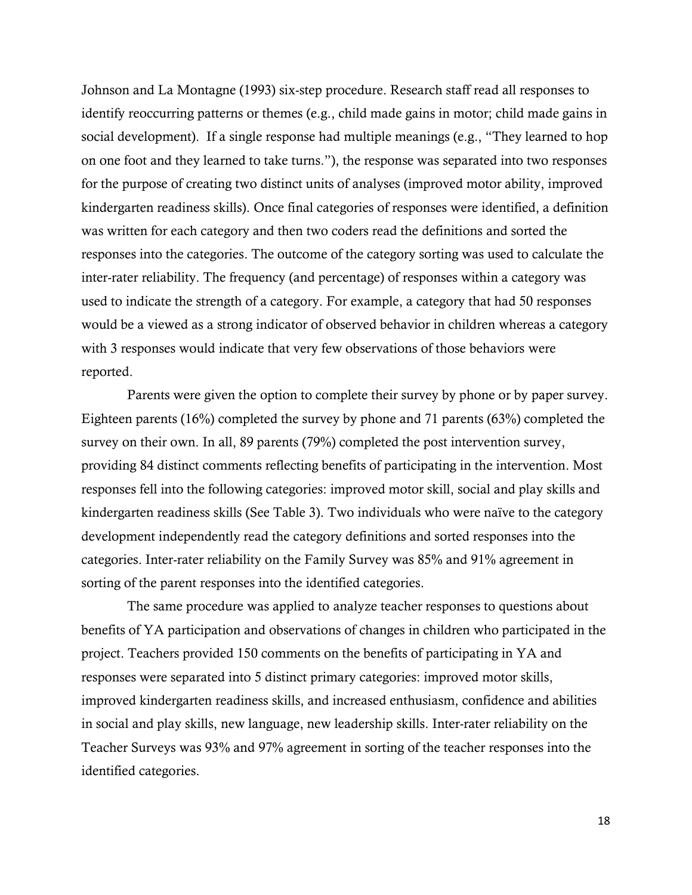Johnson and La Montagne (1993) six-step procedure. Research staff read all responses to identify reoccurring patterns or themes (e.g., child made gains in motor; child made gains in social development). If a single response had multiple meanings (e.g., "They learned to hop on one foot and they learned to take turns."), the response was separated into two responses for the purpose of creating two distinct units of analyses (improved motor ability, improved kindergarten readiness skills). Once final categories of responses were identified, a definition was written for each category and then two coders read the definitions and sorted the responses into the categories. The outcome of the category sorting was used to calculate the inter-rater reliability. The frequency (and percentage) of responses within a category was used to indicate the strength of a category. For example, a category that had 50 responses would be a viewed as a strong indicator of observed behavior in children whereas a category with 3 responses would indicate that very few observations of those behaviors were reported.

Parents were given the option to complete their survey by phone or by paper survey. Eighteen parents (16%) completed the survey by phone and 71 parents (63%) completed the survey on their own. In all, 89 parents (79%) completed the post intervention survey, providing 84 distinct comments reflecting benefits of participating in the intervention. Most responses fell into the following categories: improved motor skill, social and play skills and kindergarten readiness skills (See Table 3). Two individuals who were naïve to the category development independently read the category definitions and sorted responses into the categories. Inter-rater reliability on the Family Survey was 85% and 91% agreement in sorting of the parent responses into the identified categories.

The same procedure was applied to analyze teacher responses to questions about benefits of YA participation and observations of changes in children who participated in the project. Teachers provided 150 comments on the benefits of participating in YA and responses were separated into 5 distinct primary categories: improved motor skills, improved kindergarten readiness skills, and increased enthusiasm, confidence and abilities in social and play skills, new language, new leadership skills. Inter-rater reliability on the Teacher Surveys was 93% and 97% agreement in sorting of the teacher responses into the identified categories.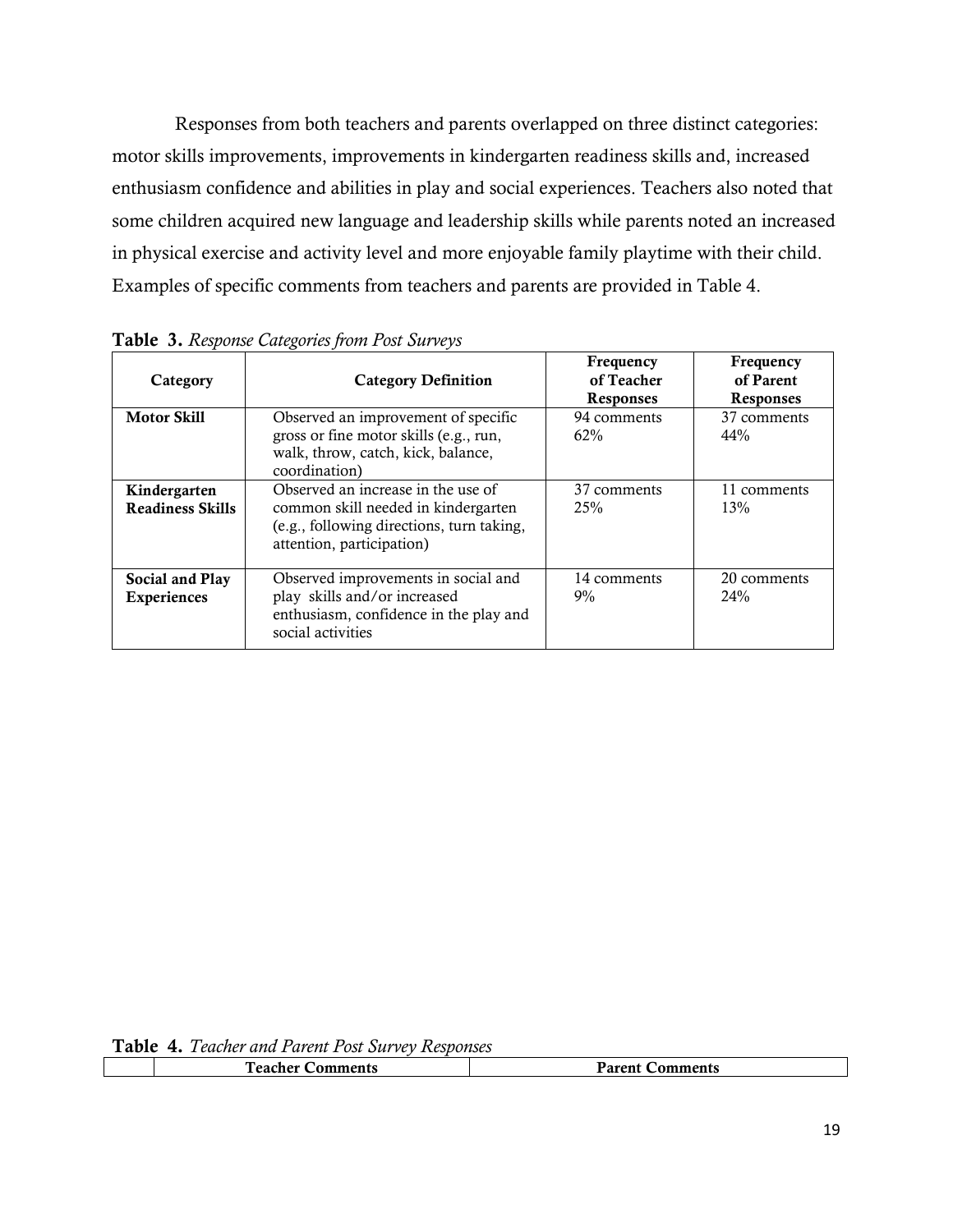Responses from both teachers and parents overlapped on three distinct categories: motor skills improvements, improvements in kindergarten readiness skills and, increased enthusiasm confidence and abilities in play and social experiences. Teachers also noted that some children acquired new language and leadership skills while parents noted an increased in physical exercise and activity level and more enjoyable family playtime with their child. Examples of specific comments from teachers and parents are provided in Table 4.

**Table 3.** *Response Categories from Post Surveys*

| Category | Category Definition | Frequency of Teacher Responses | Frequency of Parent Responses |
|---|---|---|---|
| **Motor Skill** | Observed an improvement of specific gross or fine motor skills (e.g., run, walk, throw, catch, kick, balance, coordination) | 94 comments 62% | 37 comments 44% |
| **Kindergarten Readiness Skills** | Observed an increase in the use of common skill needed in kindergarten (e.g., following directions, turn taking, attention, participation) | 37 comments 25% | 11 comments 13% |
| **Social and Play Experiences** | Observed improvements in social and play skills and/or increased enthusiasm, confidence in the play and social activities | 14 comments 9% | 20 comments 24% |

**Table 4.** *Teacher and Parent Post Survey Responses*

| | Teacher Comments | Parent Comments |
|---|---|---|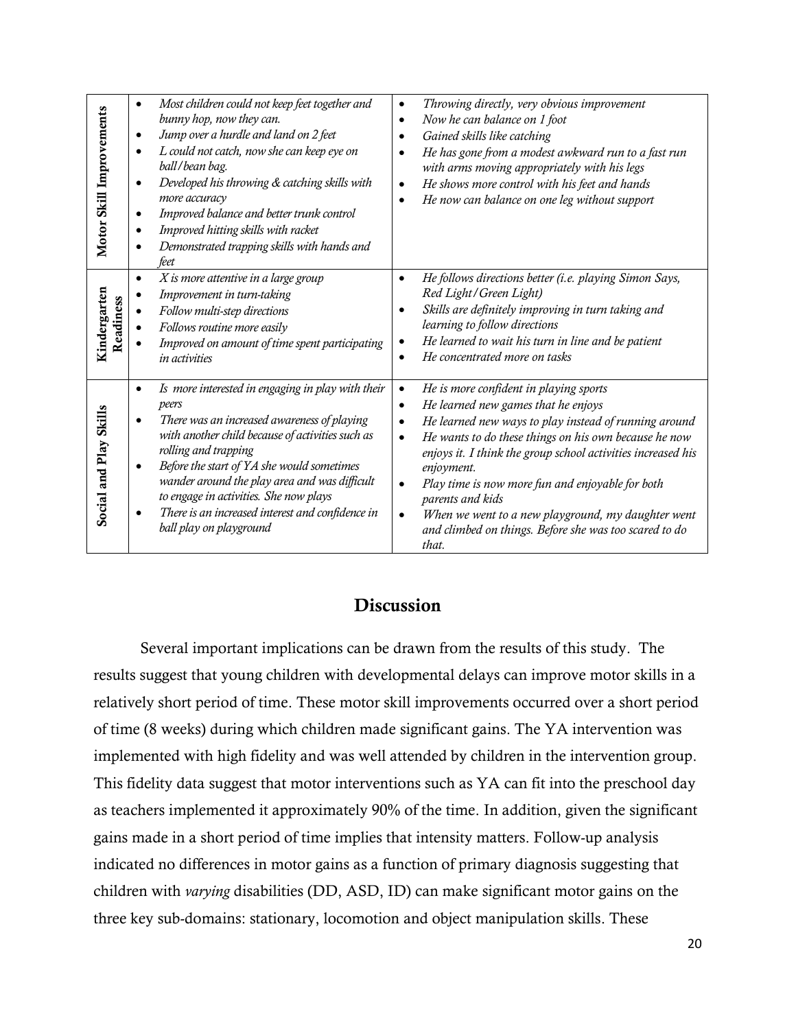| | | |
|---|---|---|
| **Motor Skill Improvements** | • *Most children could not keep feet together and bunny hop, now they can.*<br>• *Jump over a hurdle and land on 2 feet*<br>• *L could not catch, now she can keep eye on ball/bean bag.*<br>• *Developed his throwing & catching skills with more accuracy*<br>• *Improved balance and better trunk control*<br>• *Improved hitting skills with racket*<br>• *Demonstrated trapping skills with hands and feet* | • *Throwing directly, very obvious improvement*<br>• *Now he can balance on 1 foot*<br>• *Gained skills like catching*<br>• *He has gone from a modest awkward run to a fast run with arms moving appropriately with his legs*<br>• *He shows more control with his feet and hands*<br>• *He now can balance on one leg without support* |
| **Kindergarten Readiness** | • *X is more attentive in a large group*<br>• *Improvement in turn-taking*<br>• *Follow multi-step directions*<br>• *Follows routine more easily*<br>• *Improved on amount of time spent participating in activities* | • *He follows directions better (i.e. playing Simon Says, Red Light/Green Light)*<br>• *Skills are definitely improving in turn taking and learning to follow directions*<br>• *He learned to wait his turn in line and be patient*<br>• *He concentrated more on tasks* |
| **Social and Play Skills** | • *Is more interested in engaging in play with their peers*<br>• *There was an increased awareness of playing with another child because of activities such as rolling and trapping*<br>• *Before the start of YA she would sometimes wander around the play area and was difficult to engage in activities. She now plays*<br>• *There is an increased interest and confidence in ball play on playground* | • *He is more confident in playing sports*<br>• *He learned new games that he enjoys*<br>• *He learned new ways to play instead of running around*<br>• *He wants to do these things on his own because he now enjoys it. I think the group school activities increased his enjoyment.*<br>• *Play time is now more fun and enjoyable for both parents and kids*<br>• *When we went to a new playground, my daughter went and climbed on things. Before she was too scared to do that.* |

## Discussion

Several important implications can be drawn from the results of this study. The results suggest that young children with developmental delays can improve motor skills in a relatively short period of time. These motor skill improvements occurred over a short period of time (8 weeks) during which children made significant gains. The YA intervention was implemented with high fidelity and was well attended by children in the intervention group. This fidelity data suggest that motor interventions such as YA can fit into the preschool day as teachers implemented it approximately 90% of the time. In addition, given the significant gains made in a short period of time implies that intensity matters. Follow-up analysis indicated no differences in motor gains as a function of primary diagnosis suggesting that children with *varying* disabilities (DD, ASD, ID) can make significant motor gains on the three key sub-domains: stationary, locomotion and object manipulation skills. These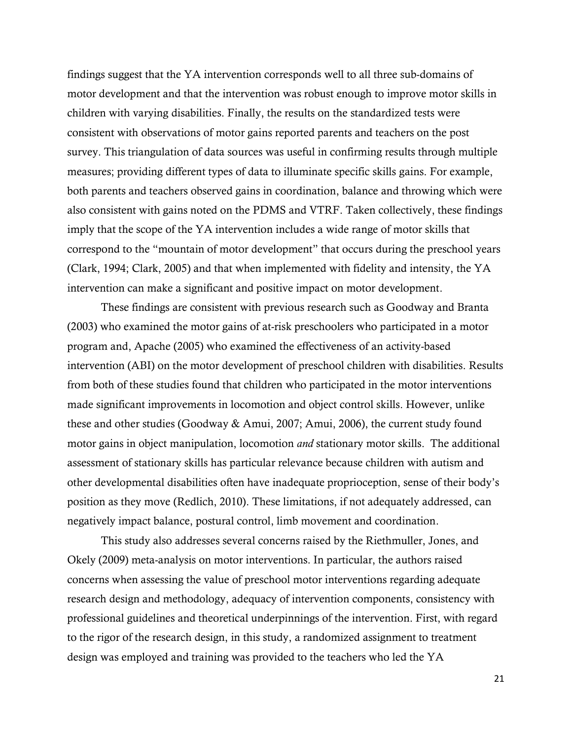findings suggest that the YA intervention corresponds well to all three sub-domains of motor development and that the intervention was robust enough to improve motor skills in children with varying disabilities. Finally, the results on the standardized tests were consistent with observations of motor gains reported parents and teachers on the post survey. This triangulation of data sources was useful in confirming results through multiple measures; providing different types of data to illuminate specific skills gains. For example, both parents and teachers observed gains in coordination, balance and throwing which were also consistent with gains noted on the PDMS and VTRF. Taken collectively, these findings imply that the scope of the YA intervention includes a wide range of motor skills that correspond to the "mountain of motor development" that occurs during the preschool years (Clark, 1994; Clark, 2005) and that when implemented with fidelity and intensity, the YA intervention can make a significant and positive impact on motor development.

These findings are consistent with previous research such as Goodway and Branta (2003) who examined the motor gains of at-risk preschoolers who participated in a motor program and, Apache (2005) who examined the effectiveness of an activity-based intervention (ABI) on the motor development of preschool children with disabilities. Results from both of these studies found that children who participated in the motor interventions made significant improvements in locomotion and object control skills. However, unlike these and other studies (Goodway & Amui, 2007; Amui, 2006), the current study found motor gains in object manipulation, locomotion *and* stationary motor skills. The additional assessment of stationary skills has particular relevance because children with autism and other developmental disabilities often have inadequate proprioception, sense of their body's position as they move (Redlich, 2010). These limitations, if not adequately addressed, can negatively impact balance, postural control, limb movement and coordination.

This study also addresses several concerns raised by the Riethmuller, Jones, and Okely (2009) meta-analysis on motor interventions. In particular, the authors raised concerns when assessing the value of preschool motor interventions regarding adequate research design and methodology, adequacy of intervention components, consistency with professional guidelines and theoretical underpinnings of the intervention. First, with regard to the rigor of the research design, in this study, a randomized assignment to treatment design was employed and training was provided to the teachers who led the YA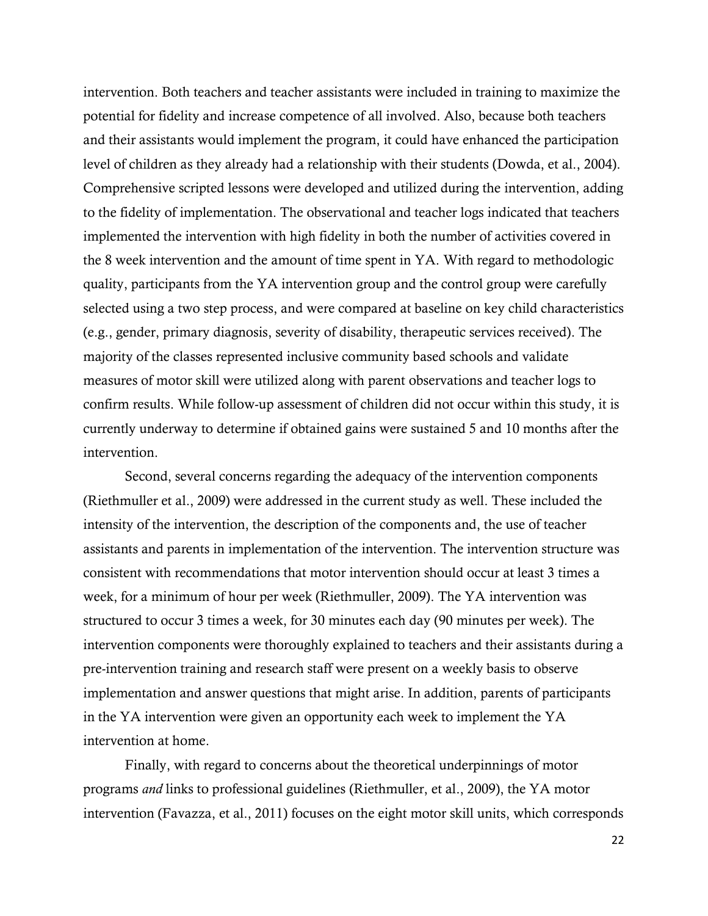intervention. Both teachers and teacher assistants were included in training to maximize the potential for fidelity and increase competence of all involved. Also, because both teachers and their assistants would implement the program, it could have enhanced the participation level of children as they already had a relationship with their students (Dowda, et al., 2004). Comprehensive scripted lessons were developed and utilized during the intervention, adding to the fidelity of implementation. The observational and teacher logs indicated that teachers implemented the intervention with high fidelity in both the number of activities covered in the 8 week intervention and the amount of time spent in YA. With regard to methodologic quality, participants from the YA intervention group and the control group were carefully selected using a two step process, and were compared at baseline on key child characteristics (e.g., gender, primary diagnosis, severity of disability, therapeutic services received). The majority of the classes represented inclusive community based schools and validate measures of motor skill were utilized along with parent observations and teacher logs to confirm results. While follow-up assessment of children did not occur within this study, it is currently underway to determine if obtained gains were sustained 5 and 10 months after the intervention.

Second, several concerns regarding the adequacy of the intervention components (Riethmuller et al., 2009) were addressed in the current study as well. These included the intensity of the intervention, the description of the components and, the use of teacher assistants and parents in implementation of the intervention. The intervention structure was consistent with recommendations that motor intervention should occur at least 3 times a week, for a minimum of hour per week (Riethmuller, 2009). The YA intervention was structured to occur 3 times a week, for 30 minutes each day (90 minutes per week). The intervention components were thoroughly explained to teachers and their assistants during a pre-intervention training and research staff were present on a weekly basis to observe implementation and answer questions that might arise. In addition, parents of participants in the YA intervention were given an opportunity each week to implement the YA intervention at home.

Finally, with regard to concerns about the theoretical underpinnings of motor programs *and* links to professional guidelines (Riethmuller, et al., 2009), the YA motor intervention (Favazza, et al., 2011) focuses on the eight motor skill units, which corresponds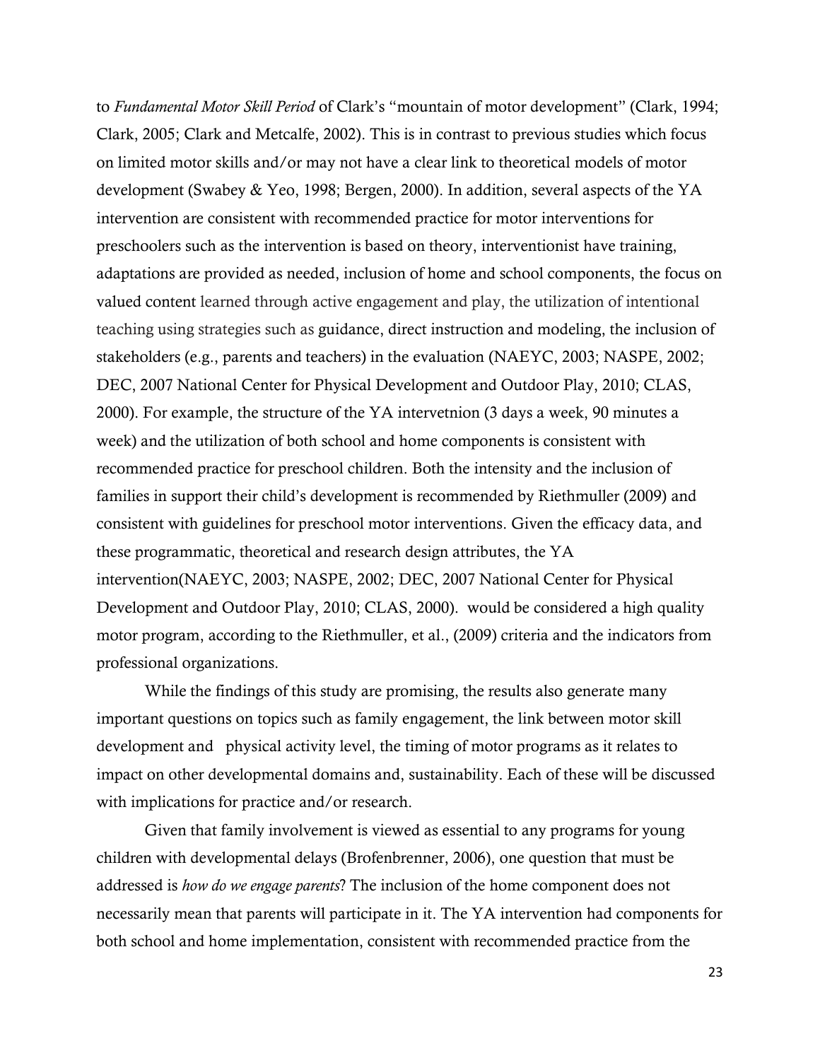to *Fundamental Motor Skill Period* of Clark's "mountain of motor development" (Clark, 1994; Clark, 2005; Clark and Metcalfe, 2002). This is in contrast to previous studies which focus on limited motor skills and/or may not have a clear link to theoretical models of motor development (Swabey & Yeo, 1998; Bergen, 2000). In addition, several aspects of the YA intervention are consistent with recommended practice for motor interventions for preschoolers such as the intervention is based on theory, interventionist have training, adaptations are provided as needed, inclusion of home and school components, the focus on valued content learned through active engagement and play, the utilization of intentional teaching using strategies such as guidance, direct instruction and modeling, the inclusion of stakeholders (e.g., parents and teachers) in the evaluation (NAEYC, 2003; NASPE, 2002; DEC, 2007 National Center for Physical Development and Outdoor Play, 2010; CLAS, 2000). For example, the structure of the YA intervetnion (3 days a week, 90 minutes a week) and the utilization of both school and home components is consistent with recommended practice for preschool children. Both the intensity and the inclusion of families in support their child's development is recommended by Riethmuller (2009) and consistent with guidelines for preschool motor interventions. Given the efficacy data, and these programmatic, theoretical and research design attributes, the YA intervention(NAEYC, 2003; NASPE, 2002; DEC, 2007 National Center for Physical Development and Outdoor Play, 2010; CLAS, 2000). would be considered a high quality motor program, according to the Riethmuller, et al., (2009) criteria and the indicators from professional organizations.

While the findings of this study are promising, the results also generate many important questions on topics such as family engagement, the link between motor skill development and physical activity level, the timing of motor programs as it relates to impact on other developmental domains and, sustainability. Each of these will be discussed with implications for practice and/or research.

Given that family involvement is viewed as essential to any programs for young children with developmental delays (Brofenbrenner, 2006), one question that must be addressed is *how do we engage parents*? The inclusion of the home component does not necessarily mean that parents will participate in it. The YA intervention had components for both school and home implementation, consistent with recommended practice from the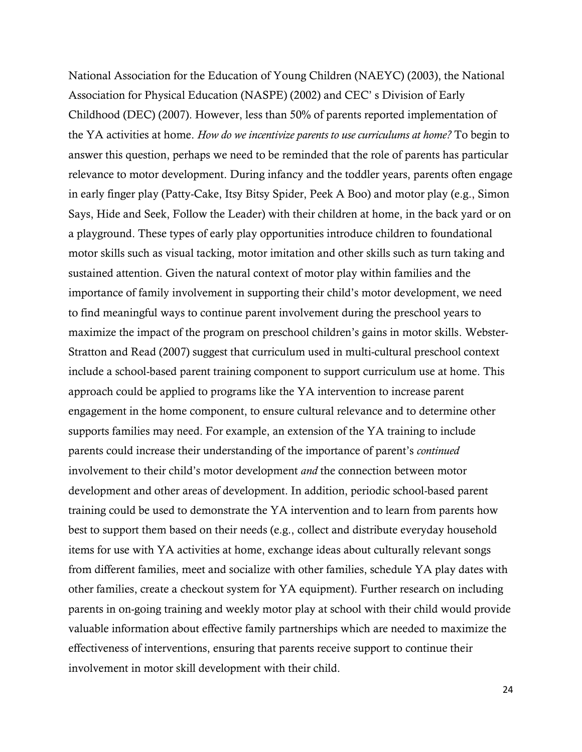National Association for the Education of Young Children (NAEYC) (2003), the National Association for Physical Education (NASPE) (2002) and CEC' s Division of Early Childhood (DEC) (2007). However, less than 50% of parents reported implementation of the YA activities at home. *How do we incentivize parents to use curriculums at home?* To begin to answer this question, perhaps we need to be reminded that the role of parents has particular relevance to motor development. During infancy and the toddler years, parents often engage in early finger play (Patty-Cake, Itsy Bitsy Spider, Peek A Boo) and motor play (e.g., Simon Says, Hide and Seek, Follow the Leader) with their children at home, in the back yard or on a playground. These types of early play opportunities introduce children to foundational motor skills such as visual tacking, motor imitation and other skills such as turn taking and sustained attention. Given the natural context of motor play within families and the importance of family involvement in supporting their child's motor development, we need to find meaningful ways to continue parent involvement during the preschool years to maximize the impact of the program on preschool children's gains in motor skills. Webster-Stratton and Read (2007) suggest that curriculum used in multi-cultural preschool context include a school-based parent training component to support curriculum use at home. This approach could be applied to programs like the YA intervention to increase parent engagement in the home component, to ensure cultural relevance and to determine other supports families may need. For example, an extension of the YA training to include parents could increase their understanding of the importance of parent's *continued* involvement to their child's motor development *and* the connection between motor development and other areas of development. In addition, periodic school-based parent training could be used to demonstrate the YA intervention and to learn from parents how best to support them based on their needs (e.g., collect and distribute everyday household items for use with YA activities at home, exchange ideas about culturally relevant songs from different families, meet and socialize with other families, schedule YA play dates with other families, create a checkout system for YA equipment). Further research on including parents in on-going training and weekly motor play at school with their child would provide valuable information about effective family partnerships which are needed to maximize the effectiveness of interventions, ensuring that parents receive support to continue their involvement in motor skill development with their child.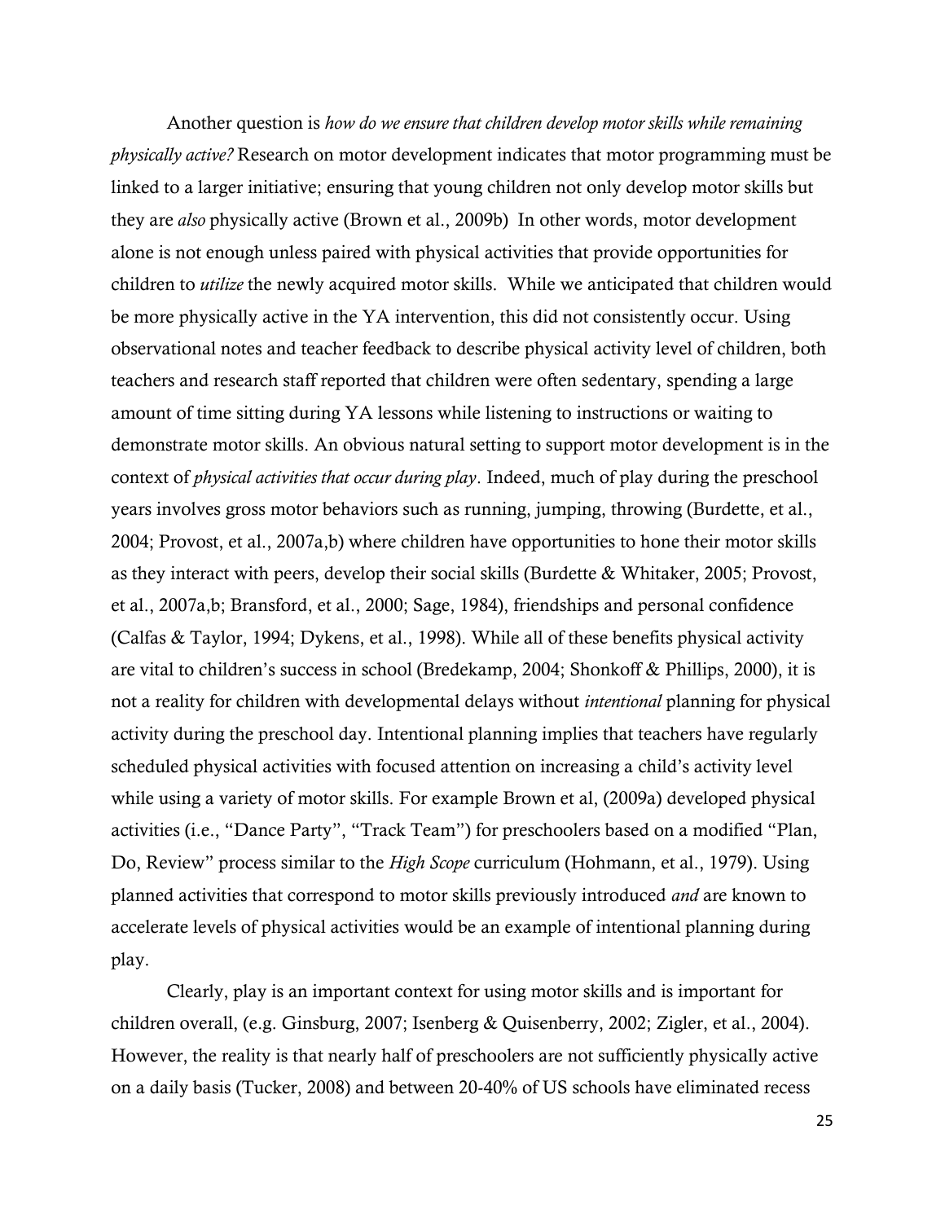Another question is *how do we ensure that children develop motor skills while remaining physically active?* Research on motor development indicates that motor programming must be linked to a larger initiative; ensuring that young children not only develop motor skills but they are *also* physically active (Brown et al., 2009b) In other words, motor development alone is not enough unless paired with physical activities that provide opportunities for children to *utilize* the newly acquired motor skills. While we anticipated that children would be more physically active in the YA intervention, this did not consistently occur. Using observational notes and teacher feedback to describe physical activity level of children, both teachers and research staff reported that children were often sedentary, spending a large amount of time sitting during YA lessons while listening to instructions or waiting to demonstrate motor skills. An obvious natural setting to support motor development is in the context of *physical activities that occur during play*. Indeed, much of play during the preschool years involves gross motor behaviors such as running, jumping, throwing (Burdette, et al., 2004; Provost, et al., 2007a,b) where children have opportunities to hone their motor skills as they interact with peers, develop their social skills (Burdette & Whitaker, 2005; Provost, et al., 2007a,b; Bransford, et al., 2000; Sage, 1984), friendships and personal confidence (Calfas & Taylor, 1994; Dykens, et al., 1998). While all of these benefits physical activity are vital to children's success in school (Bredekamp, 2004; Shonkoff & Phillips, 2000), it is not a reality for children with developmental delays without *intentional* planning for physical activity during the preschool day. Intentional planning implies that teachers have regularly scheduled physical activities with focused attention on increasing a child's activity level while using a variety of motor skills. For example Brown et al, (2009a) developed physical activities (i.e., "Dance Party", "Track Team") for preschoolers based on a modified "Plan, Do, Review" process similar to the *High Scope* curriculum (Hohmann, et al., 1979). Using planned activities that correspond to motor skills previously introduced *and* are known to accelerate levels of physical activities would be an example of intentional planning during play.

Clearly, play is an important context for using motor skills and is important for children overall, (e.g. Ginsburg, 2007; Isenberg & Quisenberry, 2002; Zigler, et al., 2004). However, the reality is that nearly half of preschoolers are not sufficiently physically active on a daily basis (Tucker, 2008) and between 20-40% of US schools have eliminated recess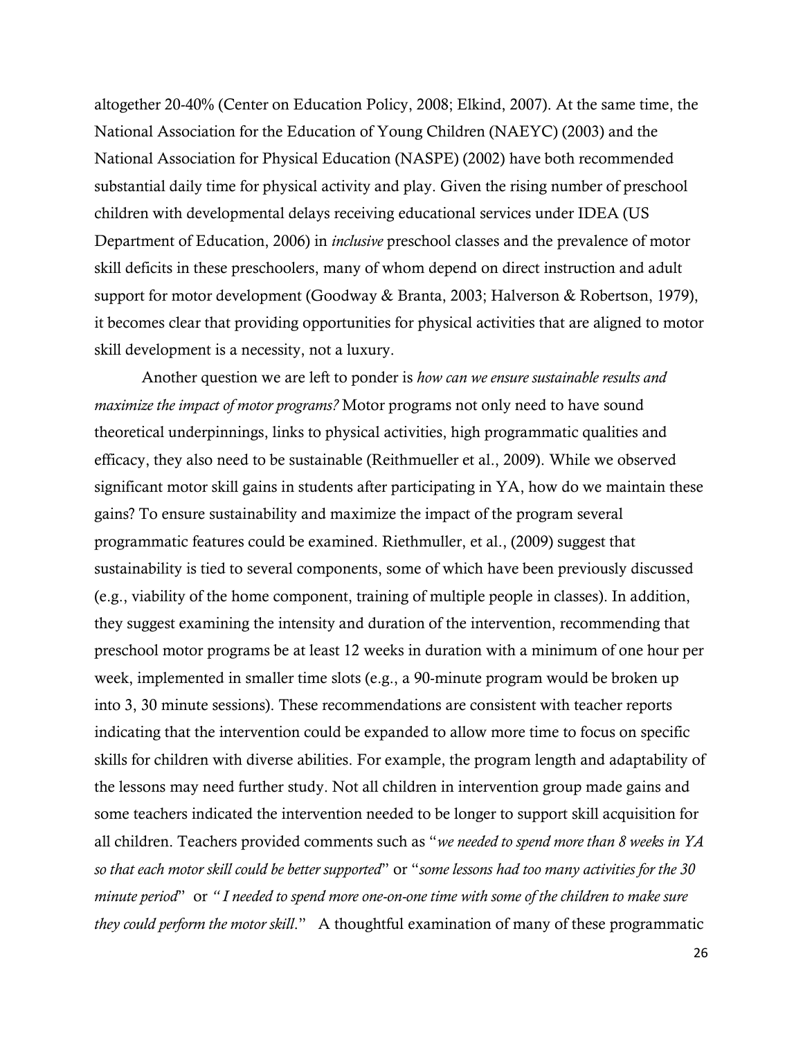altogether 20-40% (Center on Education Policy, 2008; Elkind, 2007). At the same time, the National Association for the Education of Young Children (NAEYC) (2003) and the National Association for Physical Education (NASPE) (2002) have both recommended substantial daily time for physical activity and play. Given the rising number of preschool children with developmental delays receiving educational services under IDEA (US Department of Education, 2006) in *inclusive* preschool classes and the prevalence of motor skill deficits in these preschoolers, many of whom depend on direct instruction and adult support for motor development (Goodway & Branta, 2003; Halverson & Robertson, 1979), it becomes clear that providing opportunities for physical activities that are aligned to motor skill development is a necessity, not a luxury.

Another question we are left to ponder is *how can we ensure sustainable results and maximize the impact of motor programs?* Motor programs not only need to have sound theoretical underpinnings, links to physical activities, high programmatic qualities and efficacy, they also need to be sustainable (Reithmueller et al., 2009). While we observed significant motor skill gains in students after participating in YA, how do we maintain these gains? To ensure sustainability and maximize the impact of the program several programmatic features could be examined. Riethmuller, et al., (2009) suggest that sustainability is tied to several components, some of which have been previously discussed (e.g., viability of the home component, training of multiple people in classes). In addition, they suggest examining the intensity and duration of the intervention, recommending that preschool motor programs be at least 12 weeks in duration with a minimum of one hour per week, implemented in smaller time slots (e.g., a 90-minute program would be broken up into 3, 30 minute sessions). These recommendations are consistent with teacher reports indicating that the intervention could be expanded to allow more time to focus on specific skills for children with diverse abilities. For example, the program length and adaptability of the lessons may need further study. Not all children in intervention group made gains and some teachers indicated the intervention needed to be longer to support skill acquisition for all children. Teachers provided comments such as "*we needed to spend more than 8 weeks in YA so that each motor skill could be better supported*" or "*some lessons had too many activities for the 30 minute period*" or "*I needed to spend more one-on-one time with some of the children to make sure they could perform the motor skill*." A thoughtful examination of many of these programmatic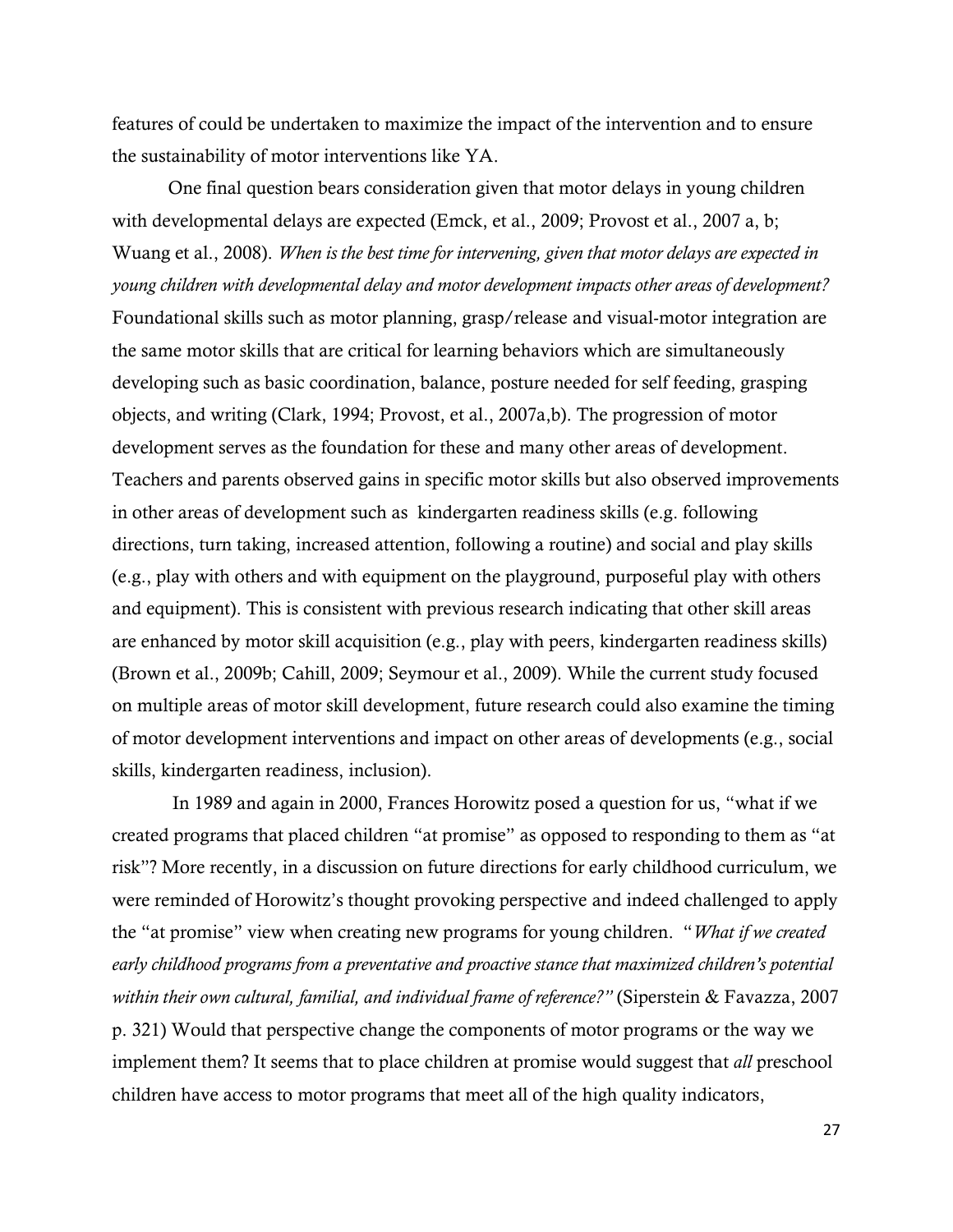features of could be undertaken to maximize the impact of the intervention and to ensure the sustainability of motor interventions like YA.

One final question bears consideration given that motor delays in young children with developmental delays are expected (Emck, et al., 2009; Provost et al., 2007 a, b; Wuang et al., 2008). *When is the best time for intervening, given that motor delays are expected in young children with developmental delay and motor development impacts other areas of development?* Foundational skills such as motor planning, grasp/release and visual-motor integration are the same motor skills that are critical for learning behaviors which are simultaneously developing such as basic coordination, balance, posture needed for self feeding, grasping objects, and writing (Clark, 1994; Provost, et al., 2007a,b). The progression of motor development serves as the foundation for these and many other areas of development. Teachers and parents observed gains in specific motor skills but also observed improvements in other areas of development such as kindergarten readiness skills (e.g. following directions, turn taking, increased attention, following a routine) and social and play skills (e.g., play with others and with equipment on the playground, purposeful play with others and equipment). This is consistent with previous research indicating that other skill areas are enhanced by motor skill acquisition (e.g., play with peers, kindergarten readiness skills) (Brown et al., 2009b; Cahill, 2009; Seymour et al., 2009). While the current study focused on multiple areas of motor skill development, future research could also examine the timing of motor development interventions and impact on other areas of developments (e.g., social skills, kindergarten readiness, inclusion).

In 1989 and again in 2000, Frances Horowitz posed a question for us, "what if we created programs that placed children "at promise" as opposed to responding to them as "at risk"? More recently, in a discussion on future directions for early childhood curriculum, we were reminded of Horowitz's thought provoking perspective and indeed challenged to apply the "at promise" view when creating new programs for young children. "*What if we created early childhood programs from a preventative and proactive stance that maximized children's potential within their own cultural, familial, and individual frame of reference?"* (Siperstein & Favazza, 2007 p. 321) Would that perspective change the components of motor programs or the way we implement them? It seems that to place children at promise would suggest that *all* preschool children have access to motor programs that meet all of the high quality indicators,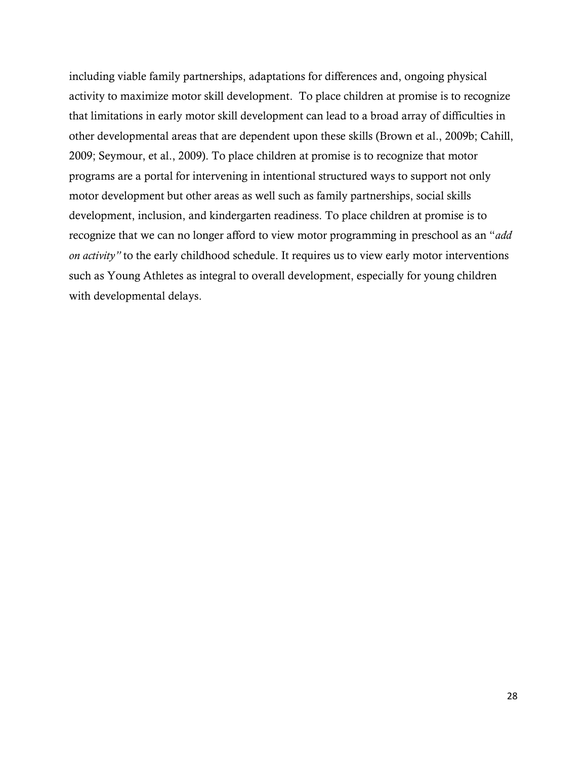including viable family partnerships, adaptations for differences and, ongoing physical activity to maximize motor skill development.  To place children at promise is to recognize that limitations in early motor skill development can lead to a broad array of difficulties in other developmental areas that are dependent upon these skills (Brown et al., 2009b; Cahill, 2009; Seymour, et al., 2009). To place children at promise is to recognize that motor programs are a portal for intervening in intentional structured ways to support not only motor development but other areas as well such as family partnerships, social skills development, inclusion, and kindergarten readiness. To place children at promise is to recognize that we can no longer afford to view motor programming in preschool as an "*add on activity"* to the early childhood schedule. It requires us to view early motor interventions such as Young Athletes as integral to overall development, especially for young children with developmental delays.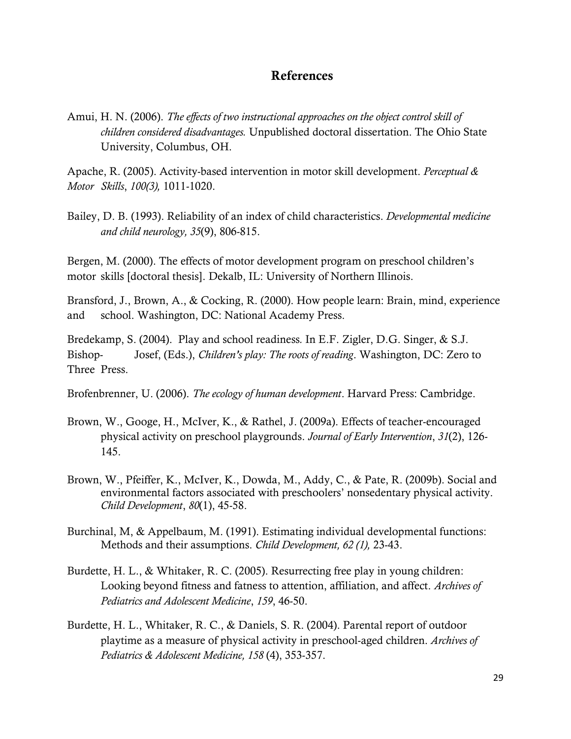# References

Amui, H. N. (2006). *The effects of two instructional approaches on the object control skill of children considered disadvantages.* Unpublished doctoral dissertation. The Ohio State University, Columbus, OH.

Apache, R. (2005). Activity-based intervention in motor skill development. *Perceptual & Motor Skills*, *100(3),* 1011-1020.

Bailey, D. B. (1993). Reliability of an index of child characteristics. *Developmental medicine and child neurology, 35*(9), 806-815.

Bergen, M. (2000). The effects of motor development program on preschool children's motor skills [doctoral thesis]. Dekalb, IL: University of Northern Illinois.

Bransford, J., Brown, A., & Cocking, R. (2000). How people learn: Brain, mind, experience and school. Washington, DC: National Academy Press.

Bredekamp, S. (2004). Play and school readiness. In E.F. Zigler, D.G. Singer, & S.J. Bishop- Josef, (Eds.), *Children's play: The roots of reading*. Washington, DC: Zero to Three Press.

Brofenbrenner, U. (2006). *The ecology of human development*. Harvard Press: Cambridge.

Brown, W., Googe, H., McIver, K., & Rathel, J. (2009a). Effects of teacher-encouraged physical activity on preschool playgrounds. *Journal of Early Intervention*, *31*(2), 126-145.

Brown, W., Pfeiffer, K., McIver, K., Dowda, M., Addy, C., & Pate, R. (2009b). Social and environmental factors associated with preschoolers' nonsedentary physical activity. *Child Development*, *80*(1), 45-58.

Burchinal, M, & Appelbaum, M. (1991). Estimating individual developmental functions: Methods and their assumptions. *Child Development, 62 (1),* 23-43.

Burdette, H. L., & Whitaker, R. C. (2005). Resurrecting free play in young children: Looking beyond fitness and fatness to attention, affiliation, and affect. *Archives of Pediatrics and Adolescent Medicine*, *159*, 46-50.

Burdette, H. L., Whitaker, R. C., & Daniels, S. R. (2004). Parental report of outdoor playtime as a measure of physical activity in preschool-aged children. *Archives of Pediatrics & Adolescent Medicine, 158* (4), 353-357.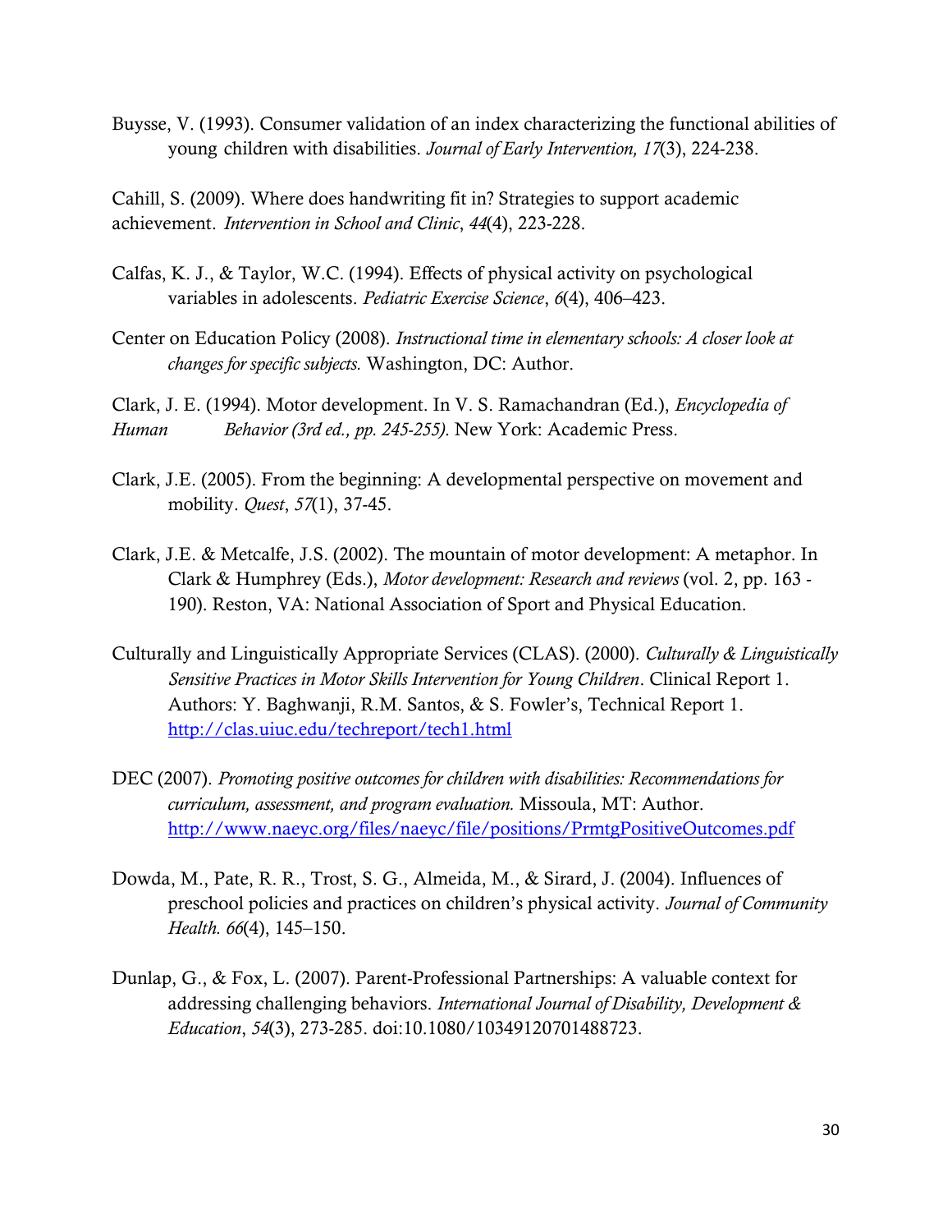Buysse, V. (1993). Consumer validation of an index characterizing the functional abilities of young children with disabilities. *Journal of Early Intervention, 17*(3), 224-238.

Cahill, S. (2009). Where does handwriting fit in? Strategies to support academic achievement. *Intervention in School and Clinic*, *44*(4), 223-228.

Calfas, K. J., & Taylor, W.C. (1994). Effects of physical activity on psychological variables in adolescents. *Pediatric Exercise Science*, *6*(4), 406–423.

Center on Education Policy (2008). *Instructional time in elementary schools: A closer look at changes for specific subjects.* Washington, DC: Author.

Clark, J. E. (1994). Motor development. In V. S. Ramachandran (Ed.), *Encyclopedia of Human Behavior (3rd ed., pp. 245-255).* New York: Academic Press.

Clark, J.E. (2005). From the beginning: A developmental perspective on movement and mobility. *Quest*, *57*(1), 37-45.

Clark, J.E. & Metcalfe, J.S. (2002). The mountain of motor development: A metaphor. In Clark & Humphrey (Eds.), *Motor development: Research and reviews* (vol. 2, pp. 163 - 190). Reston, VA: National Association of Sport and Physical Education.

Culturally and Linguistically Appropriate Services (CLAS). (2000). *Culturally & Linguistically Sensitive Practices in Motor Skills Intervention for Young Children*. Clinical Report 1. Authors: Y. Baghwanji, R.M. Santos, & S. Fowler's, Technical Report 1. http://clas.uiuc.edu/techreport/tech1.html

DEC (2007). *Promoting positive outcomes for children with disabilities: Recommendations for curriculum, assessment, and program evaluation.* Missoula, MT: Author. http://www.naeyc.org/files/naeyc/file/positions/PrmtgPositiveOutcomes.pdf

Dowda, M., Pate, R. R., Trost, S. G., Almeida, M., & Sirard, J. (2004). Influences of preschool policies and practices on children's physical activity. *Journal of Community Health. 66*(4), 145–150.

Dunlap, G., & Fox, L. (2007). Parent-Professional Partnerships: A valuable context for addressing challenging behaviors. *International Journal of Disability, Development & Education*, *54*(3), 273-285. doi:10.1080/10349120701488723.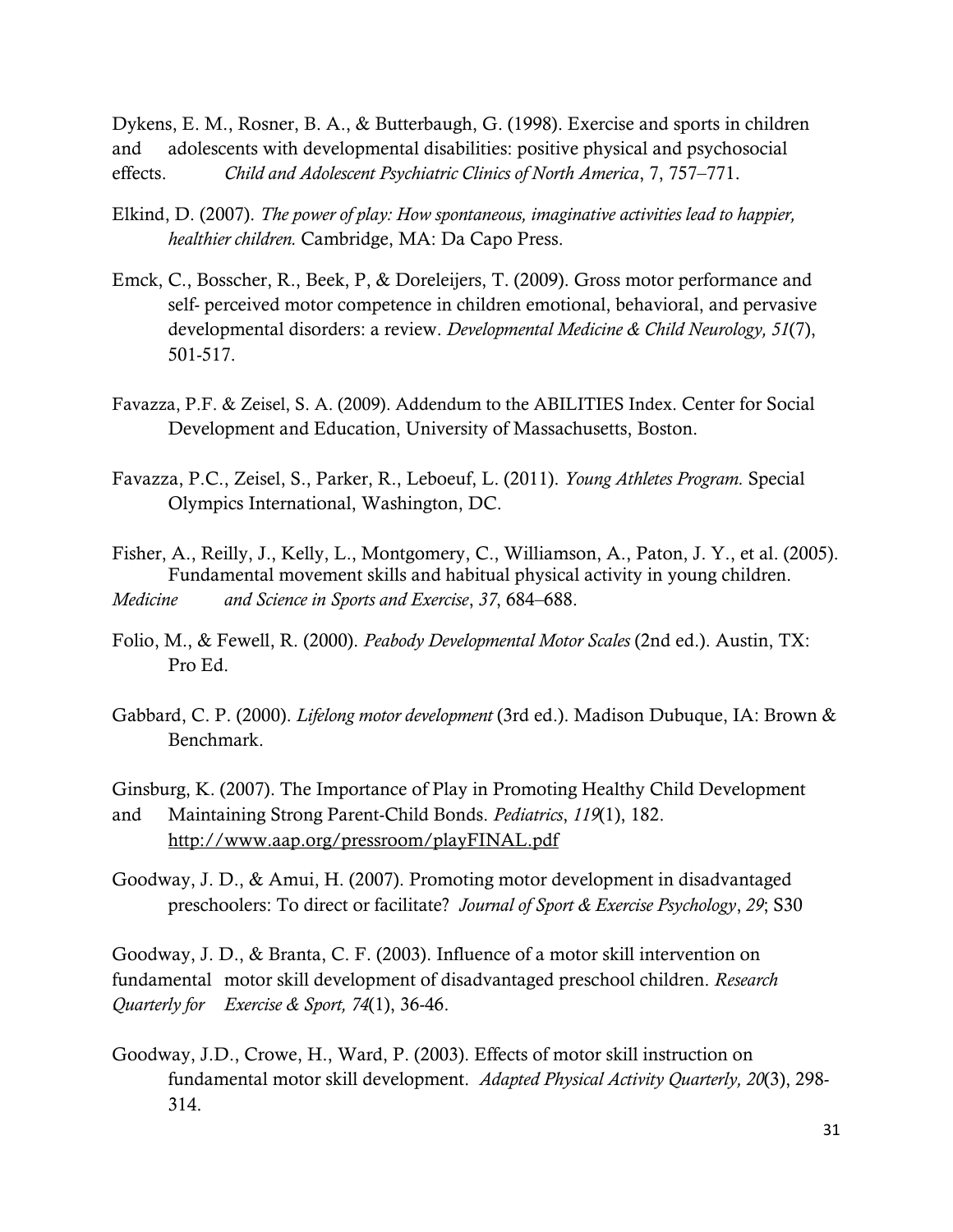Dykens, E. M., Rosner, B. A., & Butterbaugh, G. (1998). Exercise and sports in children and adolescents with developmental disabilities: positive physical and psychosocial effects. *Child and Adolescent Psychiatric Clinics of North America*, 7, 757–771.

Elkind, D. (2007). *The power of play: How spontaneous, imaginative activities lead to happier, healthier children.* Cambridge, MA: Da Capo Press.

Emck, C., Bosscher, R., Beek, P, & Doreleijers, T. (2009). Gross motor performance and self- perceived motor competence in children emotional, behavioral, and pervasive developmental disorders: a review. *Developmental Medicine & Child Neurology, 51*(7), 501-517.

Favazza, P.F. & Zeisel, S. A. (2009). Addendum to the ABILITIES Index. Center for Social Development and Education, University of Massachusetts, Boston.

Favazza, P.C., Zeisel, S., Parker, R., Leboeuf, L. (2011). *Young Athletes Program.* Special Olympics International, Washington, DC.

Fisher, A., Reilly, J., Kelly, L., Montgomery, C., Williamson, A., Paton, J. Y., et al. (2005). Fundamental movement skills and habitual physical activity in young children. *Medicine and Science in Sports and Exercise*, *37*, 684–688.

Folio, M., & Fewell, R. (2000). *Peabody Developmental Motor Scales* (2nd ed.). Austin, TX: Pro Ed.

Gabbard, C. P. (2000). *Lifelong motor development* (3rd ed.). Madison Dubuque, IA: Brown & Benchmark.

Ginsburg, K. (2007). The Importance of Play in Promoting Healthy Child Development and Maintaining Strong Parent-Child Bonds. *Pediatrics*, *119*(1), 182. http://www.aap.org/pressroom/playFINAL.pdf

Goodway, J. D., & Amui, H. (2007). Promoting motor development in disadvantaged preschoolers: To direct or facilitate? *Journal of Sport & Exercise Psychology*, *29*; S30

Goodway, J. D., & Branta, C. F. (2003). Influence of a motor skill intervention on fundamental motor skill development of disadvantaged preschool children. *Research Quarterly for Exercise & Sport, 74*(1), 36-46.

Goodway, J.D., Crowe, H., Ward, P. (2003). Effects of motor skill instruction on fundamental motor skill development. *Adapted Physical Activity Quarterly, 20*(3), 298-314.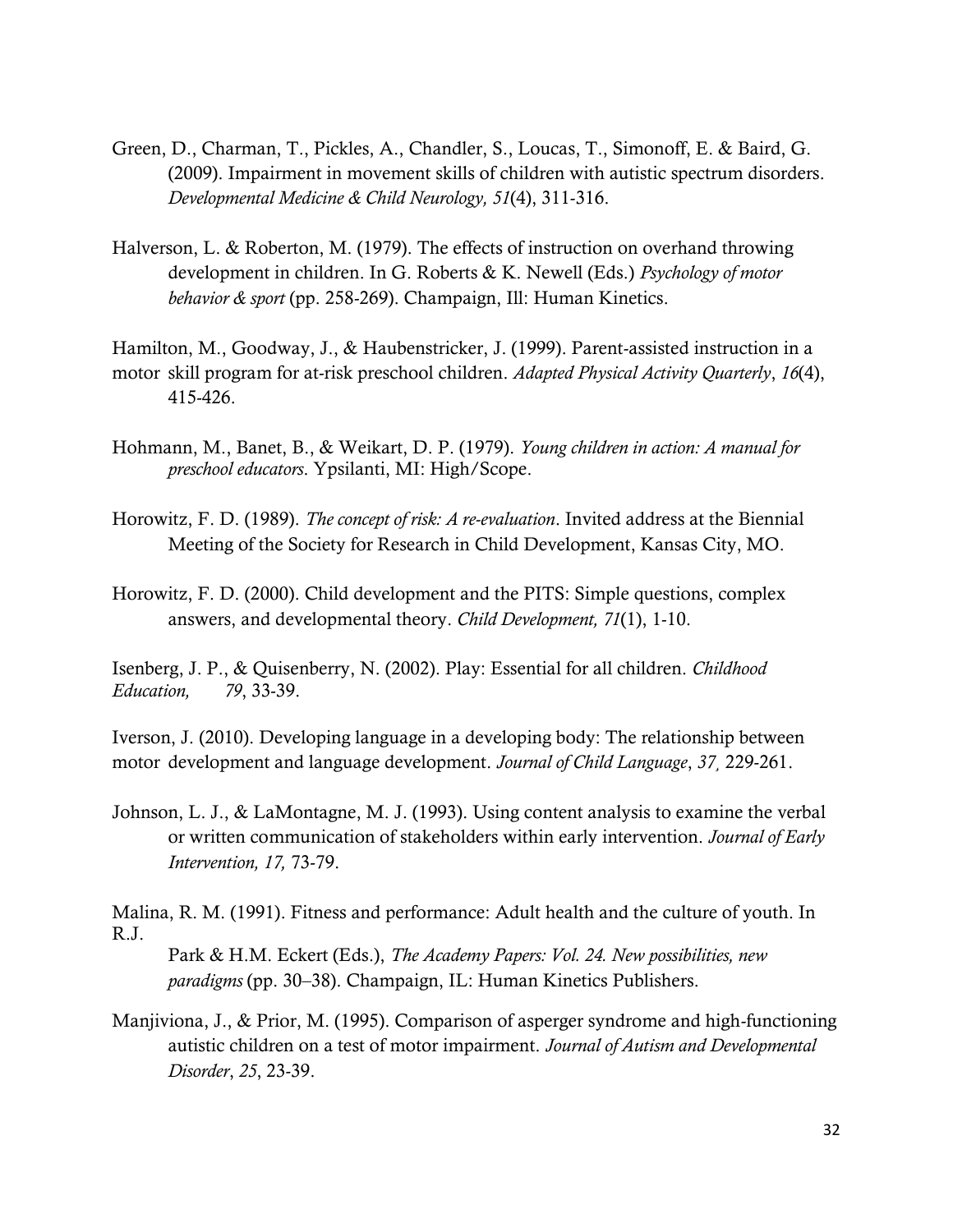Green, D., Charman, T., Pickles, A., Chandler, S., Loucas, T., Simonoff, E. & Baird, G. (2009). Impairment in movement skills of children with autistic spectrum disorders. *Developmental Medicine & Child Neurology, 51*(4), 311-316.

Halverson, L. & Roberton, M. (1979). The effects of instruction on overhand throwing development in children. In G. Roberts & K. Newell (Eds.) *Psychology of motor behavior & sport* (pp. 258-269). Champaign, Ill: Human Kinetics.

Hamilton, M., Goodway, J., & Haubenstricker, J. (1999). Parent-assisted instruction in a motor skill program for at-risk preschool children. *Adapted Physical Activity Quarterly*, *16*(4), 415-426.

Hohmann, M., Banet, B., & Weikart, D. P. (1979). *Young children in action: A manual for preschool educators*. Ypsilanti, MI: High/Scope.

Horowitz, F. D. (1989). *The concept of risk: A re-evaluation*. Invited address at the Biennial Meeting of the Society for Research in Child Development, Kansas City, MO.

Horowitz, F. D. (2000). Child development and the PITS: Simple questions, complex answers, and developmental theory. *Child Development, 71*(1), 1-10.

Isenberg, J. P., & Quisenberry, N. (2002). Play: Essential for all children. *Childhood Education, 79*, 33-39.

Iverson, J. (2010). Developing language in a developing body: The relationship between motor development and language development. *Journal of Child Language*, *37*, 229-261.

Johnson, L. J., & LaMontagne, M. J. (1993). Using content analysis to examine the verbal or written communication of stakeholders within early intervention. *Journal of Early Intervention, 17,* 73-79.

Malina, R. M. (1991). Fitness and performance: Adult health and the culture of youth. In R.J. Park & H.M. Eckert (Eds.), *The Academy Papers: Vol. 24. New possibilities, new paradigms* (pp. 30–38). Champaign, IL: Human Kinetics Publishers.

Manjiviona, J., & Prior, M. (1995). Comparison of asperger syndrome and high-functioning autistic children on a test of motor impairment. *Journal of Autism and Developmental Disorder*, *25*, 23-39.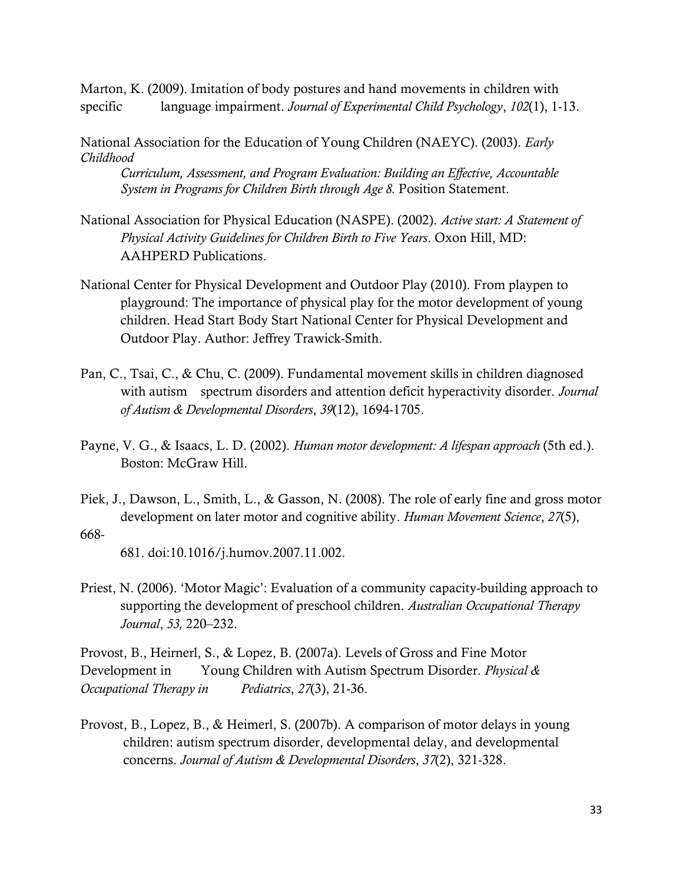Marton, K. (2009). Imitation of body postures and hand movements in children with specific language impairment. *Journal of Experimental Child Psychology*, *102*(1), 1-13.

National Association for the Education of Young Children (NAEYC). (2003). *Early Childhood Curriculum, Assessment, and Program Evaluation: Building an Effective, Accountable System in Programs for Children Birth through Age 8.* Position Statement.

National Association for Physical Education (NASPE). (2002). *Active start: A Statement of Physical Activity Guidelines for Children Birth to Five Years*. Oxon Hill, MD: AAHPERD Publications.

National Center for Physical Development and Outdoor Play (2010). From playpen to playground: The importance of physical play for the motor development of young children. Head Start Body Start National Center for Physical Development and Outdoor Play. Author: Jeffrey Trawick-Smith.

Pan, C., Tsai, C., & Chu, C. (2009). Fundamental movement skills in children diagnosed with autism spectrum disorders and attention deficit hyperactivity disorder. *Journal of Autism & Developmental Disorders*, *39*(12), 1694-1705.

Payne, V. G., & Isaacs, L. D. (2002). *Human motor development: A lifespan approach* (5th ed.). Boston: McGraw Hill.

Piek, J., Dawson, L., Smith, L., & Gasson, N. (2008). The role of early fine and gross motor development on later motor and cognitive ability. *Human Movement Science*, *27*(5), 668-681. doi:10.1016/j.humov.2007.11.002.

Priest, N. (2006). 'Motor Magic': Evaluation of a community capacity-building approach to supporting the development of preschool children. *Australian Occupational Therapy Journal*, *53,* 220–232.

Provost, B., Heirnerl, S., & Lopez, B. (2007a). Levels of Gross and Fine Motor Development in Young Children with Autism Spectrum Disorder. *Physical & Occupational Therapy in Pediatrics*, *27*(3), 21-36.

Provost, B., Lopez, B., & Heimerl, S. (2007b). A comparison of motor delays in young children: autism spectrum disorder, developmental delay, and developmental concerns. *Journal of Autism & Developmental Disorders*, *37*(2), 321-328.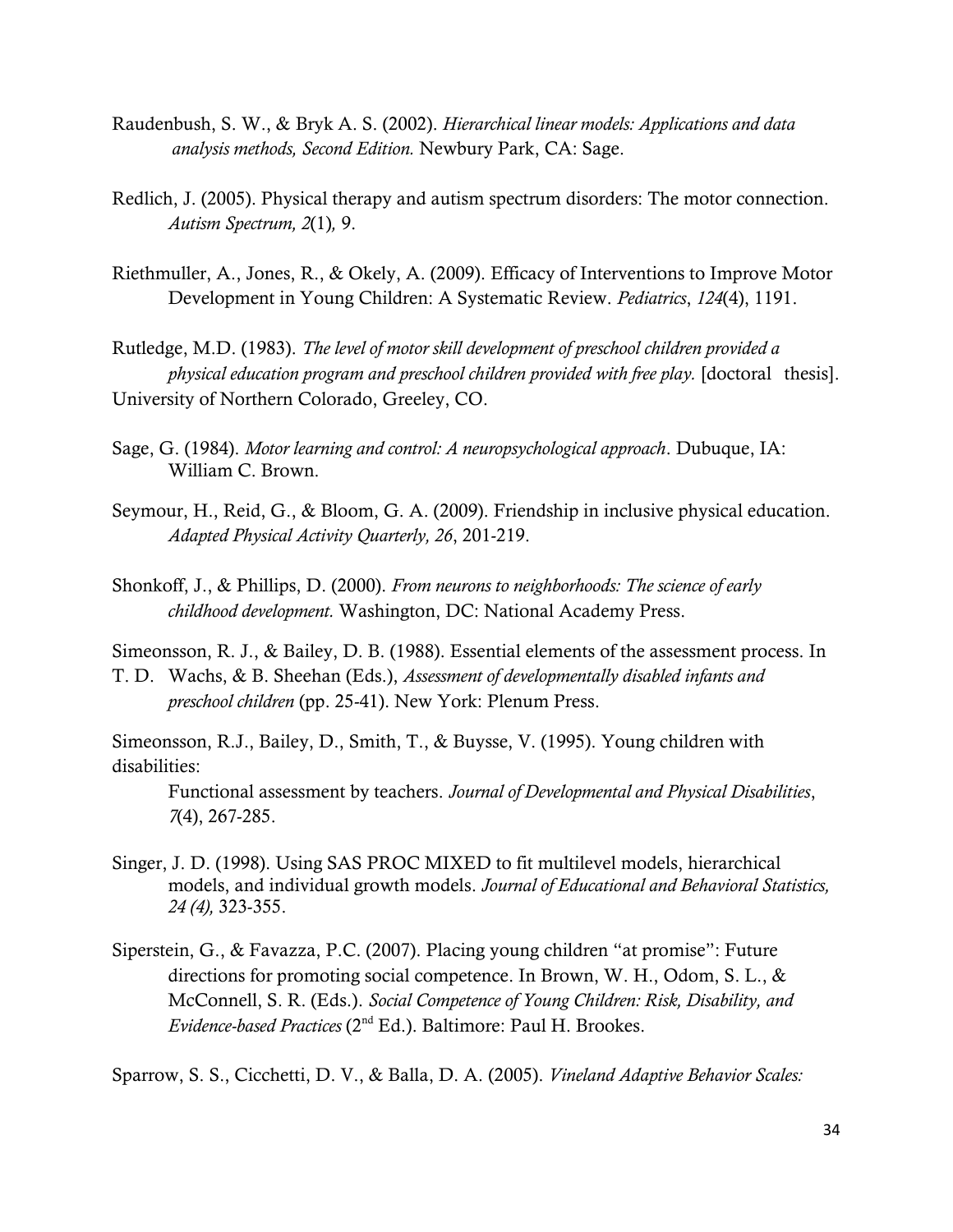Raudenbush, S. W., & Bryk A. S. (2002). *Hierarchical linear models: Applications and data analysis methods, Second Edition.* Newbury Park, CA: Sage.

Redlich, J. (2005). Physical therapy and autism spectrum disorders: The motor connection. *Autism Spectrum, 2*(1)*,* 9.

Riethmuller, A., Jones, R., & Okely, A. (2009). Efficacy of Interventions to Improve Motor Development in Young Children: A Systematic Review. *Pediatrics*, *124*(4), 1191.

Rutledge, M.D. (1983). *The level of motor skill development of preschool children provided a physical education program and preschool children provided with free play.* [doctoral thesis]. University of Northern Colorado, Greeley, CO.

Sage, G. (1984). *Motor learning and control: A neuropsychological approach*. Dubuque, IA: William C. Brown.

Seymour, H., Reid, G., & Bloom, G. A. (2009). Friendship in inclusive physical education. *Adapted Physical Activity Quarterly, 26*, 201-219.

Shonkoff, J., & Phillips, D. (2000). *From neurons to neighborhoods: The science of early childhood development.* Washington, DC: National Academy Press.

Simeonsson, R. J., & Bailey, D. B. (1988). Essential elements of the assessment process. In T. D. Wachs, & B. Sheehan (Eds.), *Assessment of developmentally disabled infants and preschool children* (pp. 25-41). New York: Plenum Press.

Simeonsson, R.J., Bailey, D., Smith, T., & Buysse, V. (1995). Young children with disabilities: Functional assessment by teachers. *Journal of Developmental and Physical Disabilities*, *7*(4), 267-285.

Singer, J. D. (1998). Using SAS PROC MIXED to fit multilevel models, hierarchical models, and individual growth models. *Journal of Educational and Behavioral Statistics, 24 (4),* 323-355.

Siperstein, G., & Favazza, P.C. (2007). Placing young children "at promise": Future directions for promoting social competence. In Brown, W. H., Odom, S. L., & McConnell, S. R. (Eds.). *Social Competence of Young Children: Risk, Disability, and Evidence-based Practices* (2nd Ed.). Baltimore: Paul H. Brookes.

Sparrow, S. S., Cicchetti, D. V., & Balla, D. A. (2005). *Vineland Adaptive Behavior Scales:*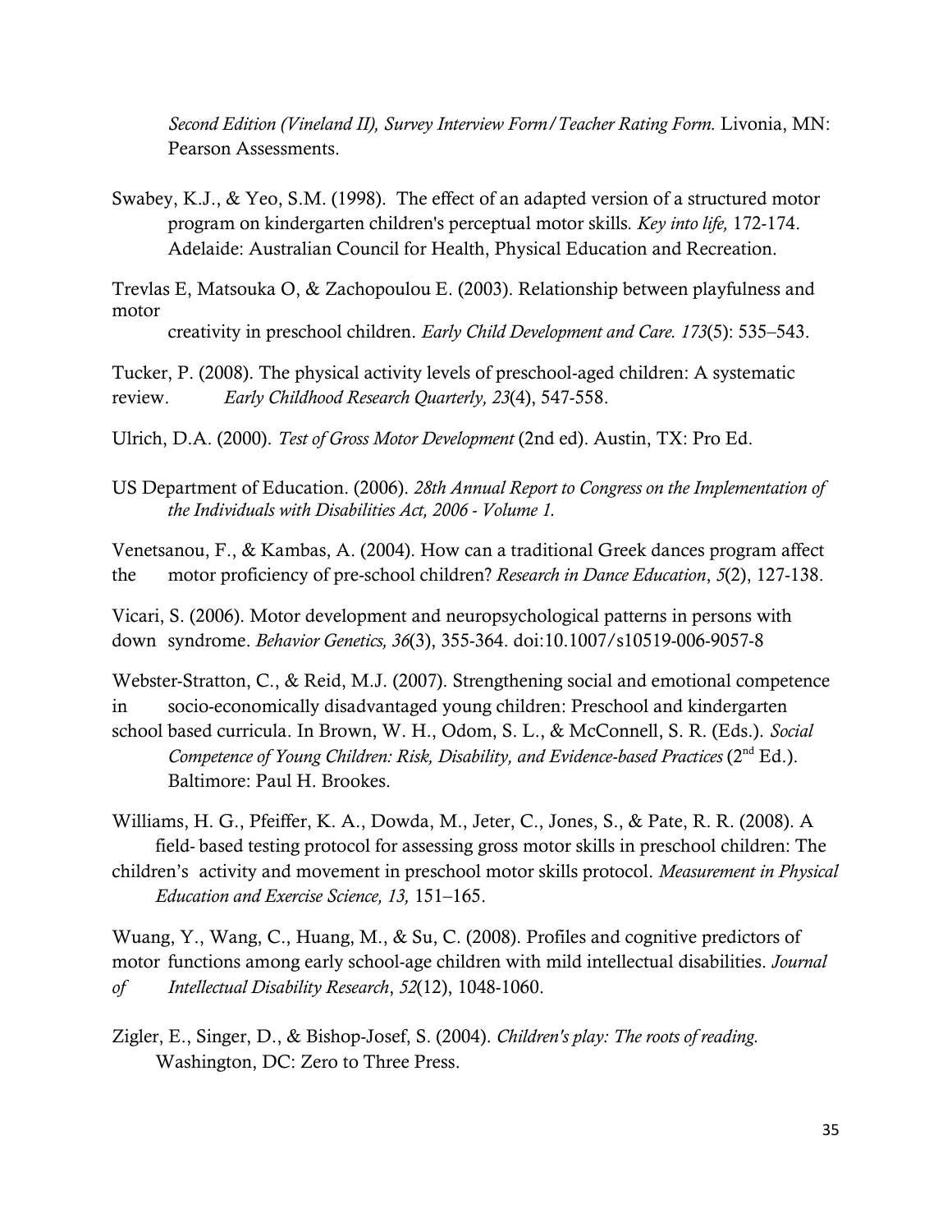*Second Edition (Vineland II), Survey Interview Form/Teacher Rating Form.* Livonia, MN: Pearson Assessments.

Swabey, K.J., & Yeo, S.M. (1998). The effect of an adapted version of a structured motor program on kindergarten children's perceptual motor skills. *Key into life,* 172-174. Adelaide: Australian Council for Health, Physical Education and Recreation.

Trevlas E, Matsouka O, & Zachopoulou E. (2003). Relationship between playfulness and motor creativity in preschool children. *Early Child Development and Care. 173*(5): 535–543.

Tucker, P. (2008). The physical activity levels of preschool-aged children: A systematic review. *Early Childhood Research Quarterly, 23*(4), 547-558.

Ulrich, D.A. (2000). *Test of Gross Motor Development* (2nd ed). Austin, TX: Pro Ed.

US Department of Education. (2006). *28th Annual Report to Congress on the Implementation of the Individuals with Disabilities Act, 2006 - Volume 1.*

Venetsanou, F., & Kambas, A. (2004). How can a traditional Greek dances program affect the motor proficiency of pre-school children? *Research in Dance Education*, *5*(2), 127-138.

Vicari, S. (2006). Motor development and neuropsychological patterns in persons with down syndrome. *Behavior Genetics, 36*(3), 355-364. doi:10.1007/s10519-006-9057-8

Webster-Stratton, C., & Reid, M.J. (2007). Strengthening social and emotional competence in socio-economically disadvantaged young children: Preschool and kindergarten school based curricula. In Brown, W. H., Odom, S. L., & McConnell, S. R. (Eds.). *Social Competence of Young Children: Risk, Disability, and Evidence-based Practices* (2nd Ed.). Baltimore: Paul H. Brookes.

Williams, H. G., Pfeiffer, K. A., Dowda, M., Jeter, C., Jones, S., & Pate, R. R. (2008). A field- based testing protocol for assessing gross motor skills in preschool children: The children's activity and movement in preschool motor skills protocol. *Measurement in Physical Education and Exercise Science, 13,* 151–165.

Wuang, Y., Wang, C., Huang, M., & Su, C. (2008). Profiles and cognitive predictors of motor functions among early school-age children with mild intellectual disabilities. *Journal of Intellectual Disability Research*, *52*(12), 1048-1060.

Zigler, E., Singer, D., & Bishop-Josef, S. (2004). *Children's play: The roots of reading.* Washington, DC: Zero to Three Press.